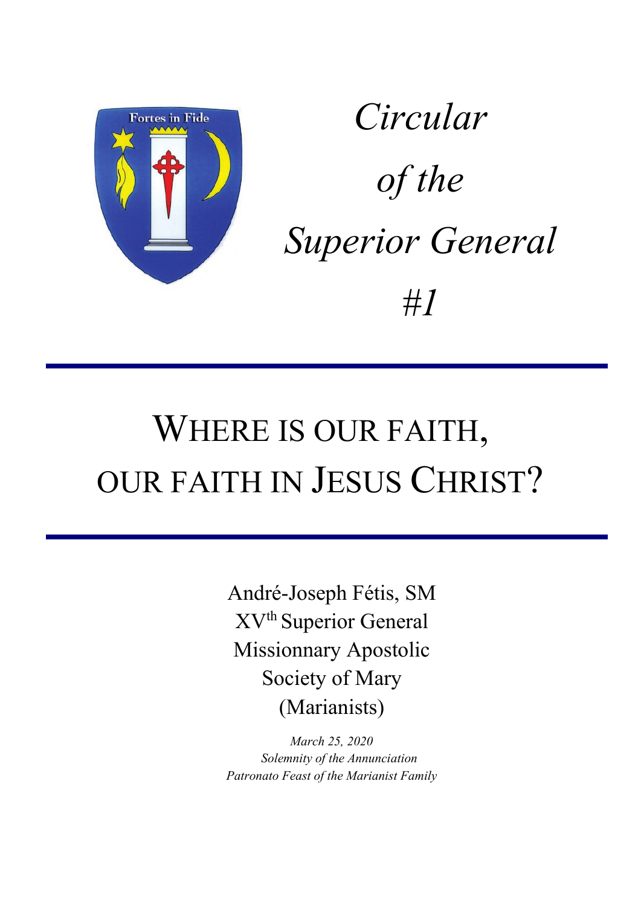Fortes in Fide

*Circular*

*of the*

*Superior General*

*#1*

# WHERE IS OUR FAITH, OUR FAITH IN JESUS CHRIST?

André-Joseph Fétis, SM
XV[th] Superior General
Missionnary Apostolic
Society of Mary
(Marianists)

*March 25, 2020*
*Solemnity of the Annunciation*
*Patronato Feast of the Marianist Family*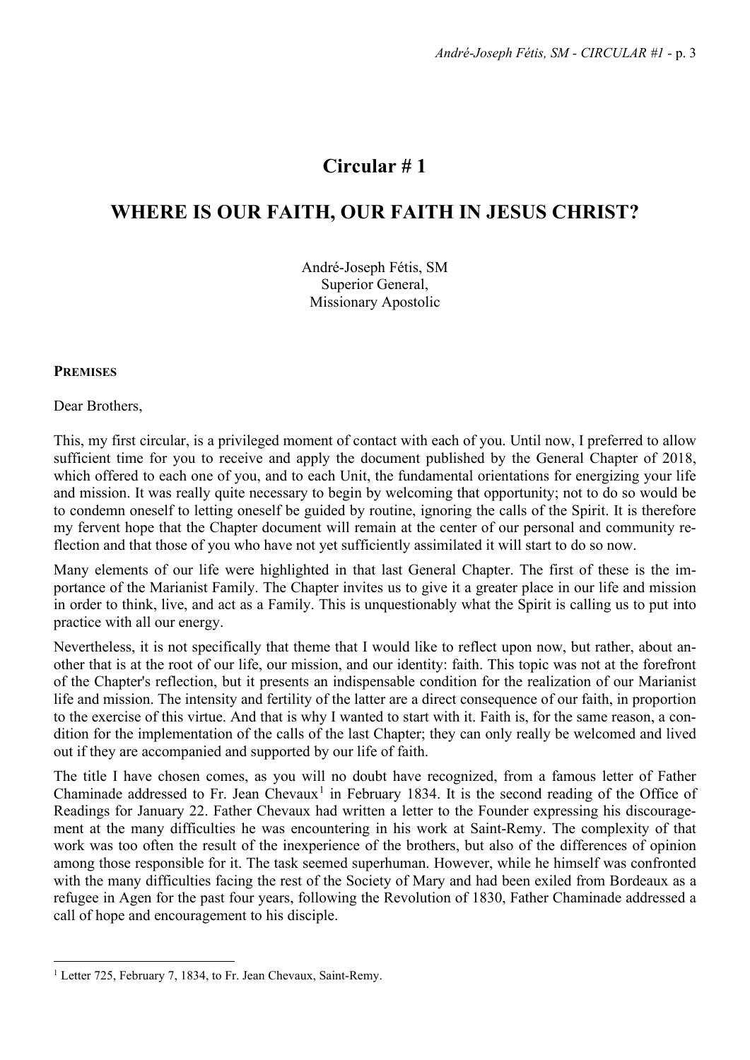# Circular # 1

## WHERE IS OUR FAITH, OUR FAITH IN JESUS CHRIST?

André-Joseph Fétis, SM
Superior General,
Missionary Apostolic

**PREMISES**

Dear Brothers,

This, my first circular, is a privileged moment of contact with each of you. Until now, I preferred to allow sufficient time for you to receive and apply the document published by the General Chapter of 2018, which offered to each one of you, and to each Unit, the fundamental orientations for energizing your life and mission. It was really quite necessary to begin by welcoming that opportunity; not to do so would be to condemn oneself to letting oneself be guided by routine, ignoring the calls of the Spirit. It is therefore my fervent hope that the Chapter document will remain at the center of our personal and community reflection and that those of you who have not yet sufficiently assimilated it will start to do so now.

Many elements of our life were highlighted in that last General Chapter. The first of these is the importance of the Marianist Family. The Chapter invites us to give it a greater place in our life and mission in order to think, live, and act as a Family. This is unquestionably what the Spirit is calling us to put into practice with all our energy.

Nevertheless, it is not specifically that theme that I would like to reflect upon now, but rather, about another that is at the root of our life, our mission, and our identity: faith. This topic was not at the forefront of the Chapter's reflection, but it presents an indispensable condition for the realization of our Marianist life and mission. The intensity and fertility of the latter are a direct consequence of our faith, in proportion to the exercise of this virtue. And that is why I wanted to start with it. Faith is, for the same reason, a condition for the implementation of the calls of the last Chapter; they can only really be welcomed and lived out if they are accompanied and supported by our life of faith.

The title I have chosen comes, as you will no doubt have recognized, from a famous letter of Father Chaminade addressed to Fr. Jean Chevaux[1] in February 1834. It is the second reading of the Office of Readings for January 22. Father Chevaux had written a letter to the Founder expressing his discouragement at the many difficulties he was encountering in his work at Saint-Remy. The complexity of that work was too often the result of the inexperience of the brothers, but also of the differences of opinion among those responsible for it. The task seemed superhuman. However, while he himself was confronted with the many difficulties facing the rest of the Society of Mary and had been exiled from Bordeaux as a refugee in Agen for the past four years, following the Revolution of 1830, Father Chaminade addressed a call of hope and encouragement to his disciple.

[1] Letter 725, February 7, 1834, to Fr. Jean Chevaux, Saint-Remy.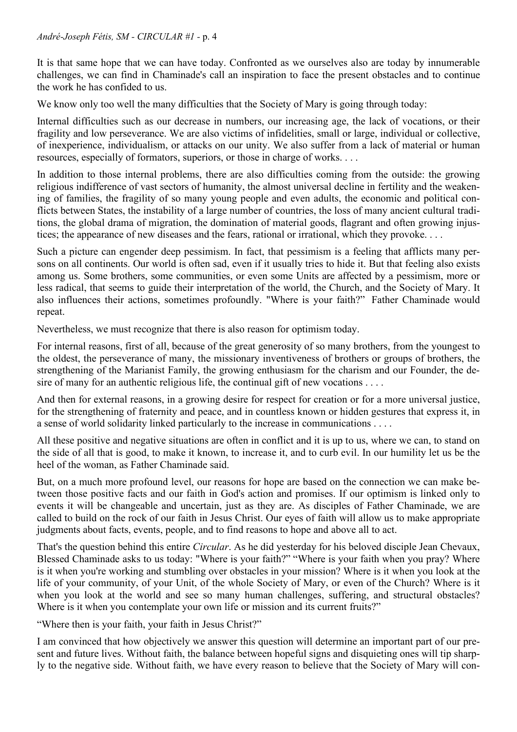It is that same hope that we can have today. Confronted as we ourselves also are today by innumerable challenges, we can find in Chaminade's call an inspiration to face the present obstacles and to continue the work he has confided to us.

We know only too well the many difficulties that the Society of Mary is going through today:

Internal difficulties such as our decrease in numbers, our increasing age, the lack of vocations, or their fragility and low perseverance. We are also victims of infidelities, small or large, individual or collective, of inexperience, individualism, or attacks on our unity. We also suffer from a lack of material or human resources, especially of formators, superiors, or those in charge of works. . . .

In addition to those internal problems, there are also difficulties coming from the outside: the growing religious indifference of vast sectors of humanity, the almost universal decline in fertility and the weakening of families, the fragility of so many young people and even adults, the economic and political conflicts between States, the instability of a large number of countries, the loss of many ancient cultural traditions, the global drama of migration, the domination of material goods, flagrant and often growing injustices; the appearance of new diseases and the fears, rational or irrational, which they provoke. . . .

Such a picture can engender deep pessimism. In fact, that pessimism is a feeling that afflicts many persons on all continents. Our world is often sad, even if it usually tries to hide it. But that feeling also exists among us. Some brothers, some communities, or even some Units are affected by a pessimism, more or less radical, that seems to guide their interpretation of the world, the Church, and the Society of Mary. It also influences their actions, sometimes profoundly. "Where is your faith?" Father Chaminade would repeat.

Nevertheless, we must recognize that there is also reason for optimism today.

For internal reasons, first of all, because of the great generosity of so many brothers, from the youngest to the oldest, the perseverance of many, the missionary inventiveness of brothers or groups of brothers, the strengthening of the Marianist Family, the growing enthusiasm for the charism and our Founder, the desire of many for an authentic religious life, the continual gift of new vocations . . . .

And then for external reasons, in a growing desire for respect for creation or for a more universal justice, for the strengthening of fraternity and peace, and in countless known or hidden gestures that express it, in a sense of world solidarity linked particularly to the increase in communications . . . .

All these positive and negative situations are often in conflict and it is up to us, where we can, to stand on the side of all that is good, to make it known, to increase it, and to curb evil. In our humility let us be the heel of the woman, as Father Chaminade said.

But, on a much more profound level, our reasons for hope are based on the connection we can make between those positive facts and our faith in God's action and promises. If our optimism is linked only to events it will be changeable and uncertain, just as they are. As disciples of Father Chaminade, we are called to build on the rock of our faith in Jesus Christ. Our eyes of faith will allow us to make appropriate judgments about facts, events, people, and to find reasons to hope and above all to act.

That's the question behind this entire *Circular*. As he did yesterday for his beloved disciple Jean Chevaux, Blessed Chaminade asks to us today: "Where is your faith?" "Where is your faith when you pray? Where is it when you're working and stumbling over obstacles in your mission? Where is it when you look at the life of your community, of your Unit, of the whole Society of Mary, or even of the Church? Where is it when you look at the world and see so many human challenges, suffering, and structural obstacles? Where is it when you contemplate your own life or mission and its current fruits?"

"Where then is your faith, your faith in Jesus Christ?"

I am convinced that how objectively we answer this question will determine an important part of our present and future lives. Without faith, the balance between hopeful signs and disquieting ones will tip sharply to the negative side. Without faith, we have every reason to believe that the Society of Mary will con-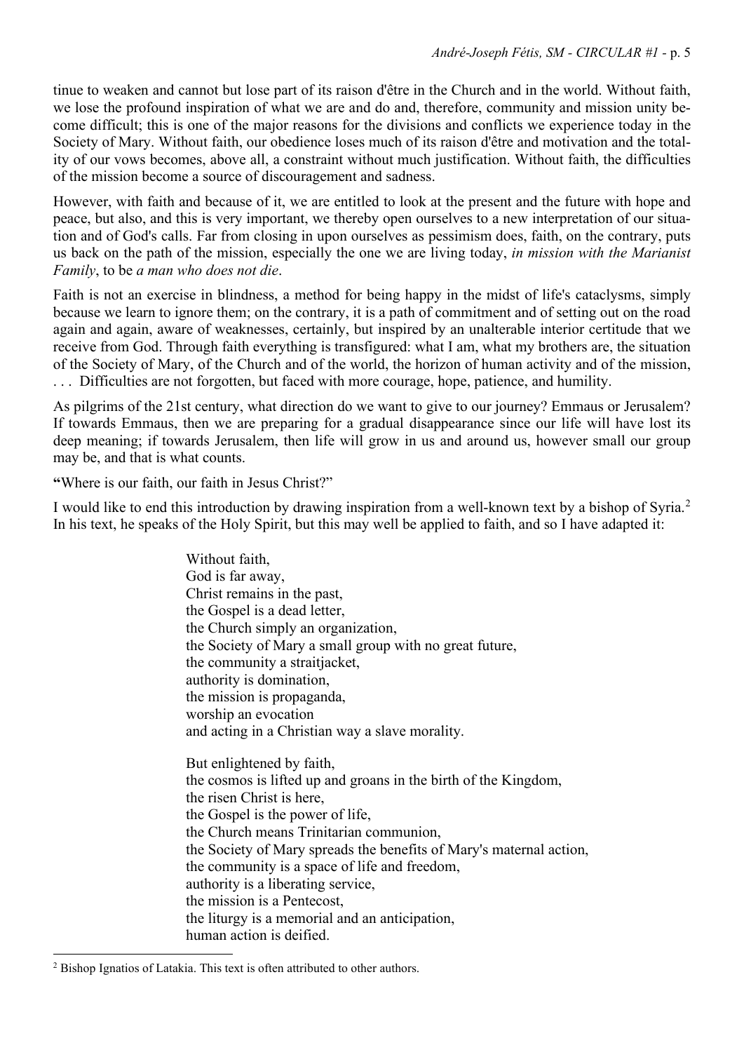tinue to weaken and cannot but lose part of its raison d'être in the Church and in the world. Without faith, we lose the profound inspiration of what we are and do and, therefore, community and mission unity become difficult; this is one of the major reasons for the divisions and conflicts we experience today in the Society of Mary. Without faith, our obedience loses much of its raison d'être and motivation and the totality of our vows becomes, above all, a constraint without much justification. Without faith, the difficulties of the mission become a source of discouragement and sadness.

However, with faith and because of it, we are entitled to look at the present and the future with hope and peace, but also, and this is very important, we thereby open ourselves to a new interpretation of our situation and of God's calls. Far from closing in upon ourselves as pessimism does, faith, on the contrary, puts us back on the path of the mission, especially the one we are living today, *in mission with the Marianist Family*, to be *a man who does not die*.

Faith is not an exercise in blindness, a method for being happy in the midst of life's cataclysms, simply because we learn to ignore them; on the contrary, it is a path of commitment and of setting out on the road again and again, aware of weaknesses, certainly, but inspired by an unalterable interior certitude that we receive from God. Through faith everything is transfigured: what I am, what my brothers are, the situation of the Society of Mary, of the Church and of the world, the horizon of human activity and of the mission, . . . Difficulties are not forgotten, but faced with more courage, hope, patience, and humility.

As pilgrims of the 21st century, what direction do we want to give to our journey? Emmaus or Jerusalem? If towards Emmaus, then we are preparing for a gradual disappearance since our life will have lost its deep meaning; if towards Jerusalem, then life will grow in us and around us, however small our group may be, and that is what counts.

**"**Where is our faith, our faith in Jesus Christ?"

I would like to end this introduction by drawing inspiration from a well-known text by a bishop of Syria.[2] In his text, he speaks of the Holy Spirit, but this may well be applied to faith, and so I have adapted it:

> Without faith,
> God is far away,
> Christ remains in the past,
> the Gospel is a dead letter,
> the Church simply an organization,
> the Society of Mary a small group with no great future,
> the community a straitjacket,
> authority is domination,
> the mission is propaganda,
> worship an evocation
> and acting in a Christian way a slave morality.
>
> But enlightened by faith,
> the cosmos is lifted up and groans in the birth of the Kingdom,
> the risen Christ is here,
> the Gospel is the power of life,
> the Church means Trinitarian communion,
> the Society of Mary spreads the benefits of Mary's maternal action,
> the community is a space of life and freedom,
> authority is a liberating service,
> the mission is a Pentecost,
> the liturgy is a memorial and an anticipation,
> human action is deified.

[2] Bishop Ignatios of Latakia. This text is often attributed to other authors.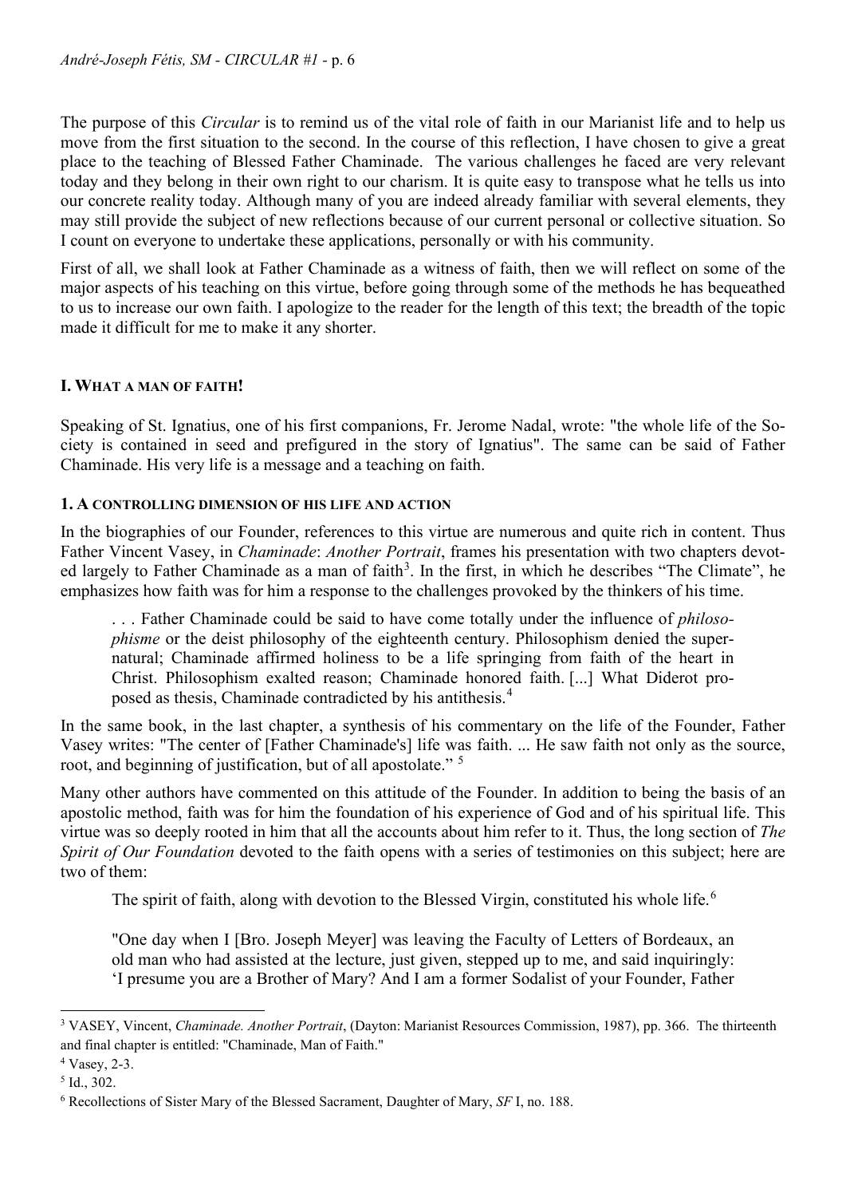The purpose of this *Circular* is to remind us of the vital role of faith in our Marianist life and to help us move from the first situation to the second. In the course of this reflection, I have chosen to give a great place to the teaching of Blessed Father Chaminade. The various challenges he faced are very relevant today and they belong in their own right to our charism. It is quite easy to transpose what he tells us into our concrete reality today. Although many of you are indeed already familiar with several elements, they may still provide the subject of new reflections because of our current personal or collective situation. So I count on everyone to undertake these applications, personally or with his community.

First of all, we shall look at Father Chaminade as a witness of faith, then we will reflect on some of the major aspects of his teaching on this virtue, before going through some of the methods he has bequeathed to us to increase our own faith. I apologize to the reader for the length of this text; the breadth of the topic made it difficult for me to make it any shorter.

## I. WHAT A MAN OF FAITH!

Speaking of St. Ignatius, one of his first companions, Fr. Jerome Nadal, wrote: "the whole life of the Society is contained in seed and prefigured in the story of Ignatius". The same can be said of Father Chaminade. His very life is a message and a teaching on faith.

### 1. A CONTROLLING DIMENSION OF HIS LIFE AND ACTION

In the biographies of our Founder, references to this virtue are numerous and quite rich in content. Thus Father Vincent Vasey, in *Chaminade*: *Another Portrait*, frames his presentation with two chapters devoted largely to Father Chaminade as a man of faith[3]. In the first, in which he describes "The Climate", he emphasizes how faith was for him a response to the challenges provoked by the thinkers of his time.

> . . . Father Chaminade could be said to have come totally under the influence of *philosophisme* or the deist philosophy of the eighteenth century. Philosophism denied the supernatural; Chaminade affirmed holiness to be a life springing from faith of the heart in Christ. Philosophism exalted reason; Chaminade honored faith. [...] What Diderot proposed as thesis, Chaminade contradicted by his antithesis.[4]

In the same book, in the last chapter, a synthesis of his commentary on the life of the Founder, Father Vasey writes: "The center of [Father Chaminade's] life was faith. ... He saw faith not only as the source, root, and beginning of justification, but of all apostolate." [5]

Many other authors have commented on this attitude of the Founder. In addition to being the basis of an apostolic method, faith was for him the foundation of his experience of God and of his spiritual life. This virtue was so deeply rooted in him that all the accounts about him refer to it. Thus, the long section of *The Spirit of Our Foundation* devoted to the faith opens with a series of testimonies on this subject; here are two of them:

> The spirit of faith, along with devotion to the Blessed Virgin, constituted his whole life.[6]
>
> "One day when I [Bro. Joseph Meyer] was leaving the Faculty of Letters of Bordeaux, an old man who had assisted at the lecture, just given, stepped up to me, and said inquiringly: 'I presume you are a Brother of Mary? And I am a former Sodalist of your Founder, Father

---

[3] VASEY, Vincent, *Chaminade. Another Portrait*, (Dayton: Marianist Resources Commission, 1987), pp. 366. The thirteenth and final chapter is entitled: "Chaminade, Man of Faith."

[4] Vasey, 2-3.

[5] Id., 302.

[6] Recollections of Sister Mary of the Blessed Sacrament, Daughter of Mary, *SF* I, no. 188.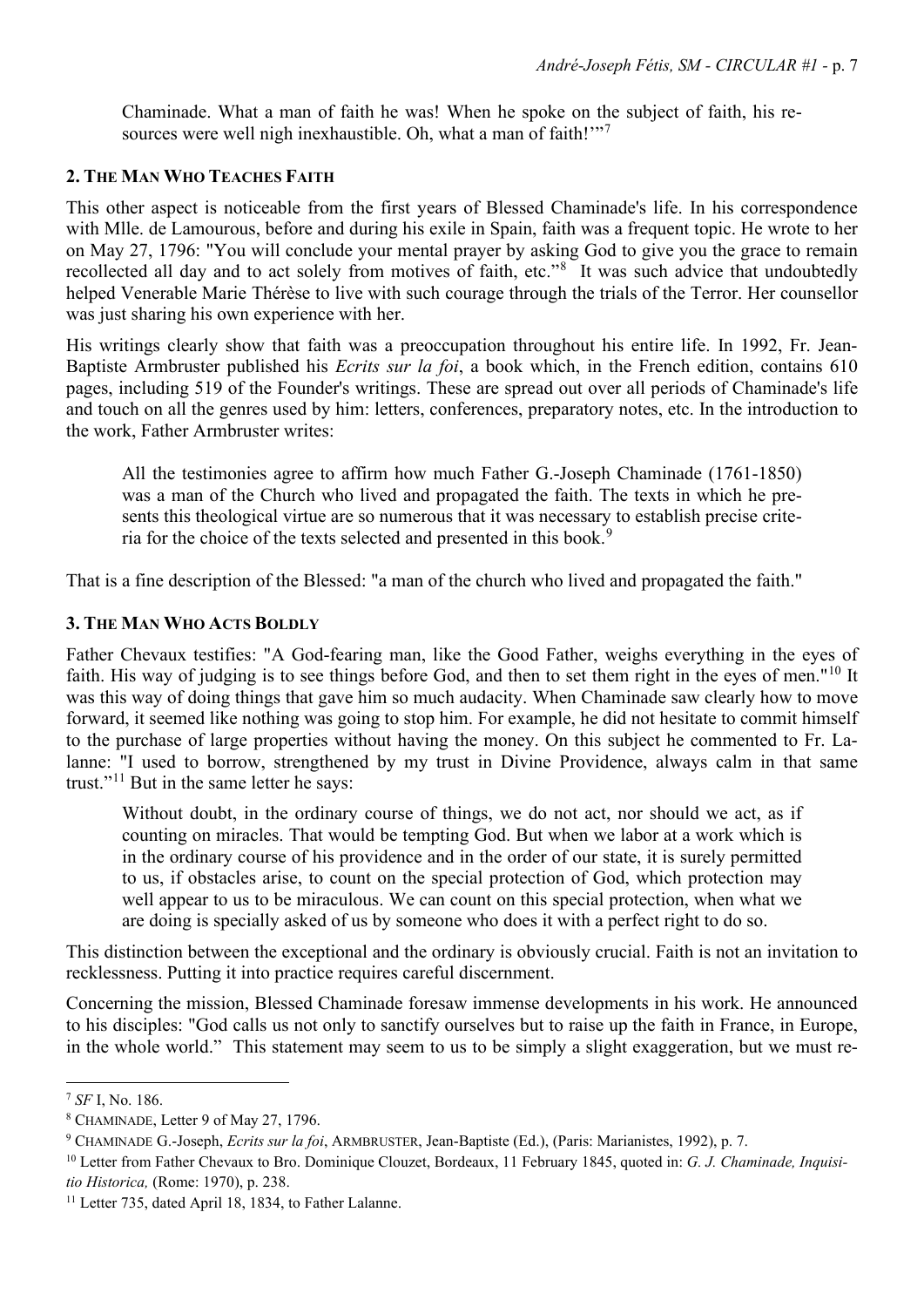Chaminade. What a man of faith he was! When he spoke on the subject of faith, his resources were well nigh inexhaustible. Oh, what a man of faith!'"[7]

### 2. The Man Who Teaches Faith

This other aspect is noticeable from the first years of Blessed Chaminade's life. In his correspondence with Mlle. de Lamourous, before and during his exile in Spain, faith was a frequent topic. He wrote to her on May 27, 1796: "You will conclude your mental prayer by asking God to give you the grace to remain recollected all day and to act solely from motives of faith, etc."[8] It was such advice that undoubtedly helped Venerable Marie Thérèse to live with such courage through the trials of the Terror. Her counsellor was just sharing his own experience with her.

His writings clearly show that faith was a preoccupation throughout his entire life. In 1992, Fr. Jean-Baptiste Armbruster published his *Ecrits sur la foi*, a book which, in the French edition, contains 610 pages, including 519 of the Founder's writings. These are spread out over all periods of Chaminade's life and touch on all the genres used by him: letters, conferences, preparatory notes, etc. In the introduction to the work, Father Armbruster writes:

> All the testimonies agree to affirm how much Father G.-Joseph Chaminade (1761-1850) was a man of the Church who lived and propagated the faith. The texts in which he presents this theological virtue are so numerous that it was necessary to establish precise criteria for the choice of the texts selected and presented in this book.[9]

That is a fine description of the Blessed: "a man of the church who lived and propagated the faith."

### 3. The Man Who Acts Boldly

Father Chevaux testifies: "A God-fearing man, like the Good Father, weighs everything in the eyes of faith. His way of judging is to see things before God, and then to set them right in the eyes of men."[10] It was this way of doing things that gave him so much audacity. When Chaminade saw clearly how to move forward, it seemed like nothing was going to stop him. For example, he did not hesitate to commit himself to the purchase of large properties without having the money. On this subject he commented to Fr. Lalanne: "I used to borrow, strengthened by my trust in Divine Providence, always calm in that same trust."[11] But in the same letter he says:

> Without doubt, in the ordinary course of things, we do not act, nor should we act, as if counting on miracles. That would be tempting God. But when we labor at a work which is in the ordinary course of his providence and in the order of our state, it is surely permitted to us, if obstacles arise, to count on the special protection of God, which protection may well appear to us to be miraculous. We can count on this special protection, when what we are doing is specially asked of us by someone who does it with a perfect right to do so.

This distinction between the exceptional and the ordinary is obviously crucial. Faith is not an invitation to recklessness. Putting it into practice requires careful discernment.

Concerning the mission, Blessed Chaminade foresaw immense developments in his work. He announced to his disciples: "God calls us not only to sanctify ourselves but to raise up the faith in France, in Europe, in the whole world." This statement may seem to us to be simply a slight exaggeration, but we must re-

---

[7] *SF* I, No. 186.

[8] Chaminade, Letter 9 of May 27, 1796.

[9] Chaminade G.-Joseph, *Ecrits sur la foi*, Armbruster, Jean-Baptiste (Ed.), (Paris: Marianistes, 1992), p. 7.

[10] Letter from Father Chevaux to Bro. Dominique Clouzet, Bordeaux, 11 February 1845, quoted in: *G. J. Chaminade, Inquisitio Historica,* (Rome: 1970), p. 238.

[11] Letter 735, dated April 18, 1834, to Father Lalanne.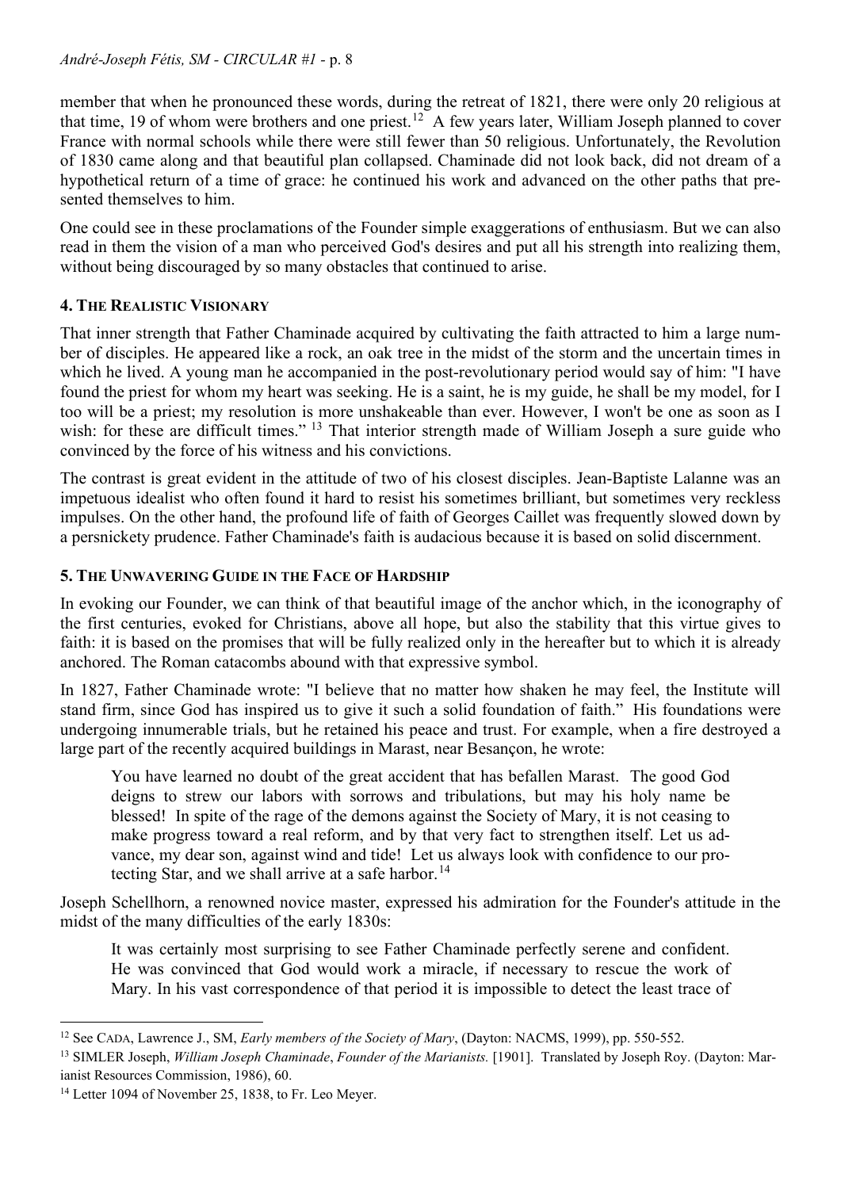member that when he pronounced these words, during the retreat of 1821, there were only 20 religious at that time, 19 of whom were brothers and one priest.[12] A few years later, William Joseph planned to cover France with normal schools while there were still fewer than 50 religious. Unfortunately, the Revolution of 1830 came along and that beautiful plan collapsed. Chaminade did not look back, did not dream of a hypothetical return of a time of grace: he continued his work and advanced on the other paths that presented themselves to him.

One could see in these proclamations of the Founder simple exaggerations of enthusiasm. But we can also read in them the vision of a man who perceived God's desires and put all his strength into realizing them, without being discouraged by so many obstacles that continued to arise.

### 4. The Realistic Visionary

That inner strength that Father Chaminade acquired by cultivating the faith attracted to him a large number of disciples. He appeared like a rock, an oak tree in the midst of the storm and the uncertain times in which he lived. A young man he accompanied in the post-revolutionary period would say of him: "I have found the priest for whom my heart was seeking. He is a saint, he is my guide, he shall be my model, for I too will be a priest; my resolution is more unshakeable than ever. However, I won't be one as soon as I wish: for these are difficult times." [13] That interior strength made of William Joseph a sure guide who convinced by the force of his witness and his convictions.

The contrast is great evident in the attitude of two of his closest disciples. Jean-Baptiste Lalanne was an impetuous idealist who often found it hard to resist his sometimes brilliant, but sometimes very reckless impulses. On the other hand, the profound life of faith of Georges Caillet was frequently slowed down by a persnickety prudence. Father Chaminade's faith is audacious because it is based on solid discernment.

### 5. The Unwavering Guide in the Face of Hardship

In evoking our Founder, we can think of that beautiful image of the anchor which, in the iconography of the first centuries, evoked for Christians, above all hope, but also the stability that this virtue gives to faith: it is based on the promises that will be fully realized only in the hereafter but to which it is already anchored. The Roman catacombs abound with that expressive symbol.

In 1827, Father Chaminade wrote: "I believe that no matter how shaken he may feel, the Institute will stand firm, since God has inspired us to give it such a solid foundation of faith." His foundations were undergoing innumerable trials, but he retained his peace and trust. For example, when a fire destroyed a large part of the recently acquired buildings in Marast, near Besançon, he wrote:

> You have learned no doubt of the great accident that has befallen Marast. The good God deigns to strew our labors with sorrows and tribulations, but may his holy name be blessed! In spite of the rage of the demons against the Society of Mary, it is not ceasing to make progress toward a real reform, and by that very fact to strengthen itself. Let us advance, my dear son, against wind and tide! Let us always look with confidence to our protecting Star, and we shall arrive at a safe harbor.[14]

Joseph Schellhorn, a renowned novice master, expressed his admiration for the Founder's attitude in the midst of the many difficulties of the early 1830s:

> It was certainly most surprising to see Father Chaminade perfectly serene and confident. He was convinced that God would work a miracle, if necessary to rescue the work of Mary. In his vast correspondence of that period it is impossible to detect the least trace of

---

[12] See Cada, Lawrence J., SM, *Early members of the Society of Mary*, (Dayton: NACMS, 1999), pp. 550-552.

[13] SIMLER Joseph, *William Joseph Chaminade*, *Founder of the Marianists.* [1901]. Translated by Joseph Roy. (Dayton: Marianist Resources Commission, 1986), 60.

[14] Letter 1094 of November 25, 1838, to Fr. Leo Meyer.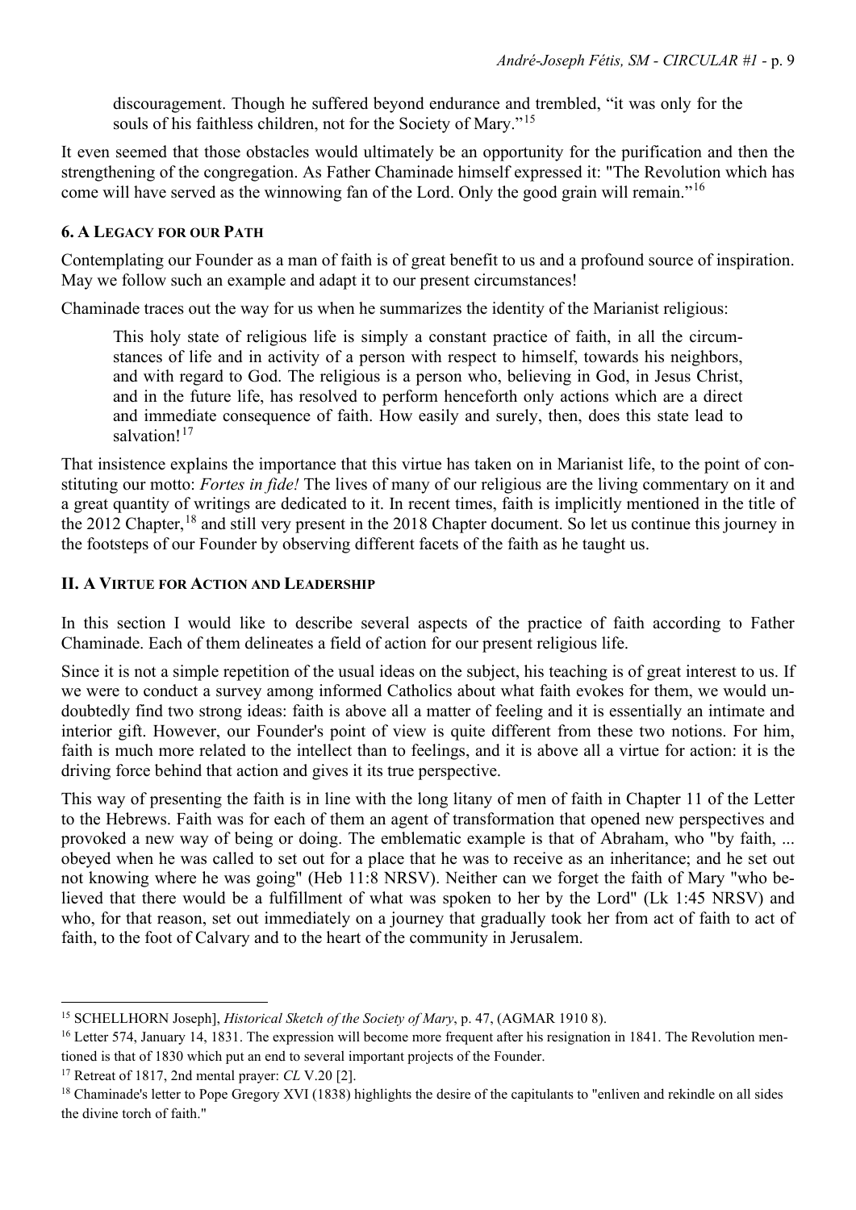> discouragement. Though he suffered beyond endurance and trembled, “it was only for the souls of his faithless children, not for the Society of Mary.”[15]

It even seemed that those obstacles would ultimately be an opportunity for the purification and then the strengthening of the congregation. As Father Chaminade himself expressed it: "The Revolution which has come will have served as the winnowing fan of the Lord. Only the good grain will remain.”[16]

### 6. A Legacy for our Path

Contemplating our Founder as a man of faith is of great benefit to us and a profound source of inspiration. May we follow such an example and adapt it to our present circumstances!

Chaminade traces out the way for us when he summarizes the identity of the Marianist religious:

> This holy state of religious life is simply a constant practice of faith, in all the circumstances of life and in activity of a person with respect to himself, towards his neighbors, and with regard to God. The religious is a person who, believing in God, in Jesus Christ, and in the future life, has resolved to perform henceforth only actions which are a direct and immediate consequence of faith. How easily and surely, then, does this state lead to salvation![17]

That insistence explains the importance that this virtue has taken on in Marianist life, to the point of constituting our motto: *Fortes in fide!* The lives of many of our religious are the living commentary on it and a great quantity of writings are dedicated to it. In recent times, faith is implicitly mentioned in the title of the 2012 Chapter,[18] and still very present in the 2018 Chapter document. So let us continue this journey in the footsteps of our Founder by observing different facets of the faith as he taught us.

## II. A Virtue for Action and Leadership

In this section I would like to describe several aspects of the practice of faith according to Father Chaminade. Each of them delineates a field of action for our present religious life.

Since it is not a simple repetition of the usual ideas on the subject, his teaching is of great interest to us. If we were to conduct a survey among informed Catholics about what faith evokes for them, we would undoubtedly find two strong ideas: faith is above all a matter of feeling and it is essentially an intimate and interior gift. However, our Founder's point of view is quite different from these two notions. For him, faith is much more related to the intellect than to feelings, and it is above all a virtue for action: it is the driving force behind that action and gives it its true perspective.

This way of presenting the faith is in line with the long litany of men of faith in Chapter 11 of the Letter to the Hebrews. Faith was for each of them an agent of transformation that opened new perspectives and provoked a new way of being or doing. The emblematic example is that of Abraham, who "by faith, ... obeyed when he was called to set out for a place that he was to receive as an inheritance; and he set out not knowing where he was going" (Heb 11:8 NRSV). Neither can we forget the faith of Mary "who believed that there would be a fulfillment of what was spoken to her by the Lord" (Lk 1:45 NRSV) and who, for that reason, set out immediately on a journey that gradually took her from act of faith to act of faith, to the foot of Calvary and to the heart of the community in Jerusalem.

---

[15] SCHELLHORN Joseph], *Historical Sketch of the Society of Mary*, p. 47, (AGMAR 1910 8).

[16] Letter 574, January 14, 1831. The expression will become more frequent after his resignation in 1841. The Revolution mentioned is that of 1830 which put an end to several important projects of the Founder.

[17] Retreat of 1817, 2nd mental prayer: *CL* V.20 [2].

[18] Chaminade's letter to Pope Gregory XVI (1838) highlights the desire of the capitulants to "enliven and rekindle on all sides the divine torch of faith."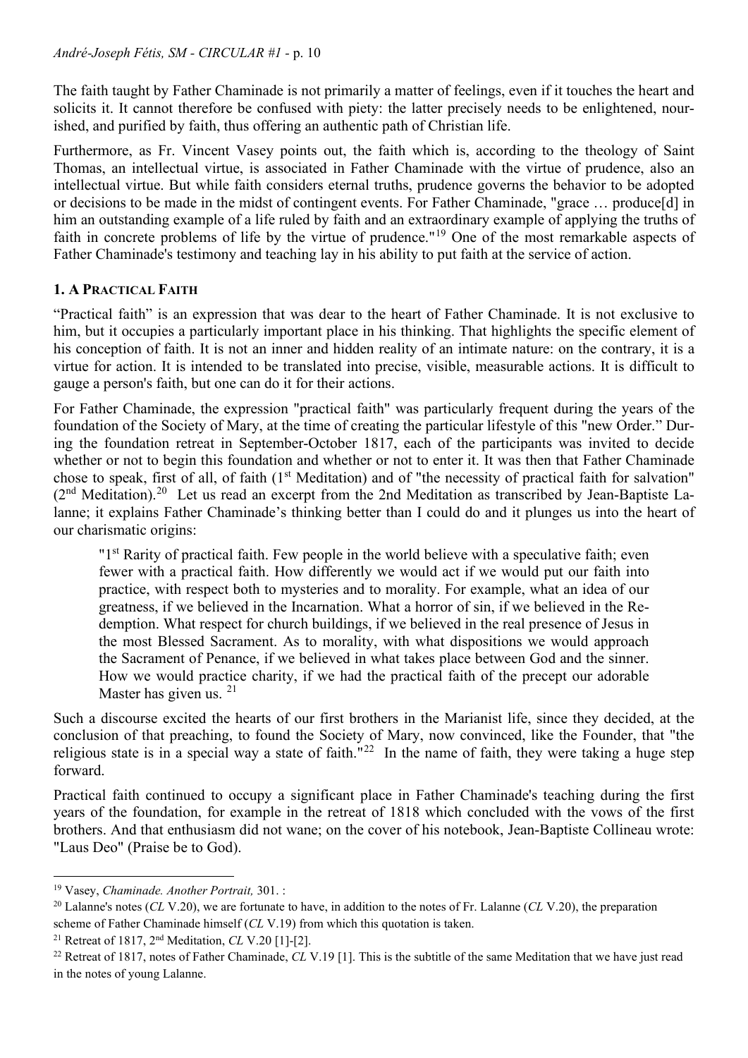The faith taught by Father Chaminade is not primarily a matter of feelings, even if it touches the heart and solicits it. It cannot therefore be confused with piety: the latter precisely needs to be enlightened, nourished, and purified by faith, thus offering an authentic path of Christian life.

Furthermore, as Fr. Vincent Vasey points out, the faith which is, according to the theology of Saint Thomas, an intellectual virtue, is associated in Father Chaminade with the virtue of prudence, also an intellectual virtue. But while faith considers eternal truths, prudence governs the behavior to be adopted or decisions to be made in the midst of contingent events. For Father Chaminade, "grace … produce[d] in him an outstanding example of a life ruled by faith and an extraordinary example of applying the truths of faith in concrete problems of life by the virtue of prudence."[19] One of the most remarkable aspects of Father Chaminade's testimony and teaching lay in his ability to put faith at the service of action.

## 1. A Practical Faith

"Practical faith" is an expression that was dear to the heart of Father Chaminade. It is not exclusive to him, but it occupies a particularly important place in his thinking. That highlights the specific element of his conception of faith. It is not an inner and hidden reality of an intimate nature: on the contrary, it is a virtue for action. It is intended to be translated into precise, visible, measurable actions. It is difficult to gauge a person's faith, but one can do it for their actions.

For Father Chaminade, the expression "practical faith" was particularly frequent during the years of the foundation of the Society of Mary, at the time of creating the particular lifestyle of this "new Order." During the foundation retreat in September-October 1817, each of the participants was invited to decide whether or not to begin this foundation and whether or not to enter it. It was then that Father Chaminade chose to speak, first of all, of faith (1st Meditation) and of "the necessity of practical faith for salvation" (2nd Meditation).[20] Let us read an excerpt from the 2nd Meditation as transcribed by Jean-Baptiste Lalanne; it explains Father Chaminade's thinking better than I could do and it plunges us into the heart of our charismatic origins:

> "1st Rarity of practical faith. Few people in the world believe with a speculative faith; even fewer with a practical faith. How differently we would act if we would put our faith into practice, with respect both to mysteries and to morality. For example, what an idea of our greatness, if we believed in the Incarnation. What a horror of sin, if we believed in the Redemption. What respect for church buildings, if we believed in the real presence of Jesus in the most Blessed Sacrament. As to morality, with what dispositions we would approach the Sacrament of Penance, if we believed in what takes place between God and the sinner. How we would practice charity, if we had the practical faith of the precept our adorable Master has given us. [21]

Such a discourse excited the hearts of our first brothers in the Marianist life, since they decided, at the conclusion of that preaching, to found the Society of Mary, now convinced, like the Founder, that "the religious state is in a special way a state of faith."[22] In the name of faith, they were taking a huge step forward.

Practical faith continued to occupy a significant place in Father Chaminade's teaching during the first years of the foundation, for example in the retreat of 1818 which concluded with the vows of the first brothers. And that enthusiasm did not wane; on the cover of his notebook, Jean-Baptiste Collineau wrote: "Laus Deo" (Praise be to God).

---

[19] Vasey, *Chaminade. Another Portrait,* 301. :

[20] Lalanne's notes (*CL* V.20), we are fortunate to have, in addition to the notes of Fr. Lalanne (*CL* V.20), the preparation scheme of Father Chaminade himself (*CL* V.19) from which this quotation is taken.

[21] Retreat of 1817, 2nd Meditation, *CL* V.20 [1]-[2].

[22] Retreat of 1817, notes of Father Chaminade, *CL* V.19 [1]. This is the subtitle of the same Meditation that we have just read in the notes of young Lalanne.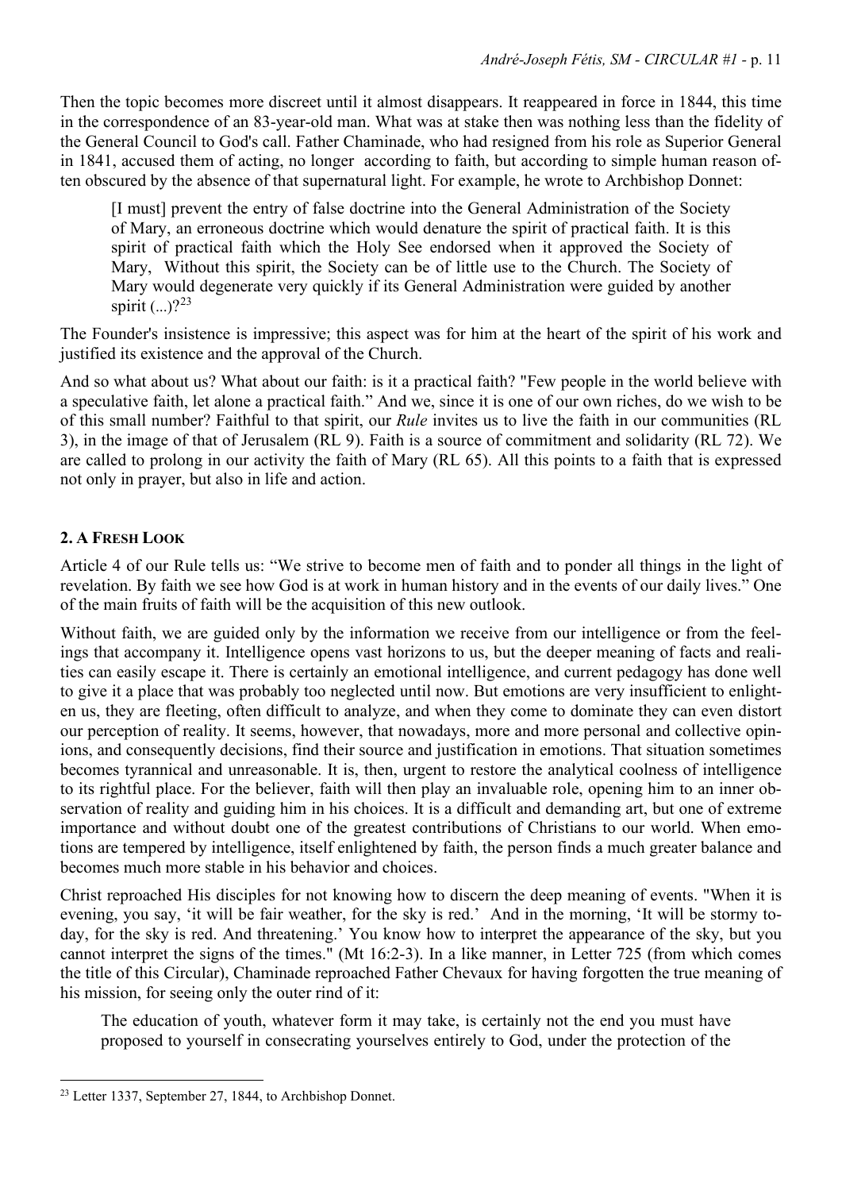Then the topic becomes more discreet until it almost disappears. It reappeared in force in 1844, this time in the correspondence of an 83-year-old man. What was at stake then was nothing less than the fidelity of the General Council to God's call. Father Chaminade, who had resigned from his role as Superior General in 1841, accused them of acting, no longer according to faith, but according to simple human reason often obscured by the absence of that supernatural light. For example, he wrote to Archbishop Donnet:

> [I must] prevent the entry of false doctrine into the General Administration of the Society of Mary, an erroneous doctrine which would denature the spirit of practical faith. It is this spirit of practical faith which the Holy See endorsed when it approved the Society of Mary, Without this spirit, the Society can be of little use to the Church. The Society of Mary would degenerate very quickly if its General Administration were guided by another spirit (...)?[23]

The Founder's insistence is impressive; this aspect was for him at the heart of the spirit of his work and justified its existence and the approval of the Church.

And so what about us? What about our faith: is it a practical faith? "Few people in the world believe with a speculative faith, let alone a practical faith." And we, since it is one of our own riches, do we wish to be of this small number? Faithful to that spirit, our *Rule* invites us to live the faith in our communities (RL 3), in the image of that of Jerusalem (RL 9). Faith is a source of commitment and solidarity (RL 72). We are called to prolong in our activity the faith of Mary (RL 65). All this points to a faith that is expressed not only in prayer, but also in life and action.

## 2. A Fresh Look

Article 4 of our Rule tells us: "We strive to become men of faith and to ponder all things in the light of revelation. By faith we see how God is at work in human history and in the events of our daily lives." One of the main fruits of faith will be the acquisition of this new outlook.

Without faith, we are guided only by the information we receive from our intelligence or from the feelings that accompany it. Intelligence opens vast horizons to us, but the deeper meaning of facts and realities can easily escape it. There is certainly an emotional intelligence, and current pedagogy has done well to give it a place that was probably too neglected until now. But emotions are very insufficient to enlighten us, they are fleeting, often difficult to analyze, and when they come to dominate they can even distort our perception of reality. It seems, however, that nowadays, more and more personal and collective opinions, and consequently decisions, find their source and justification in emotions. That situation sometimes becomes tyrannical and unreasonable. It is, then, urgent to restore the analytical coolness of intelligence to its rightful place. For the believer, faith will then play an invaluable role, opening him to an inner observation of reality and guiding him in his choices. It is a difficult and demanding art, but one of extreme importance and without doubt one of the greatest contributions of Christians to our world. When emotions are tempered by intelligence, itself enlightened by faith, the person finds a much greater balance and becomes much more stable in his behavior and choices.

Christ reproached His disciples for not knowing how to discern the deep meaning of events. "When it is evening, you say, 'it will be fair weather, for the sky is red.' And in the morning, 'It will be stormy today, for the sky is red. And threatening.' You know how to interpret the appearance of the sky, but you cannot interpret the signs of the times." (Mt 16:2-3). In a like manner, in Letter 725 (from which comes the title of this Circular), Chaminade reproached Father Chevaux for having forgotten the true meaning of his mission, for seeing only the outer rind of it:

> The education of youth, whatever form it may take, is certainly not the end you must have proposed to yourself in consecrating yourselves entirely to God, under the protection of the

[23] Letter 1337, September 27, 1844, to Archbishop Donnet.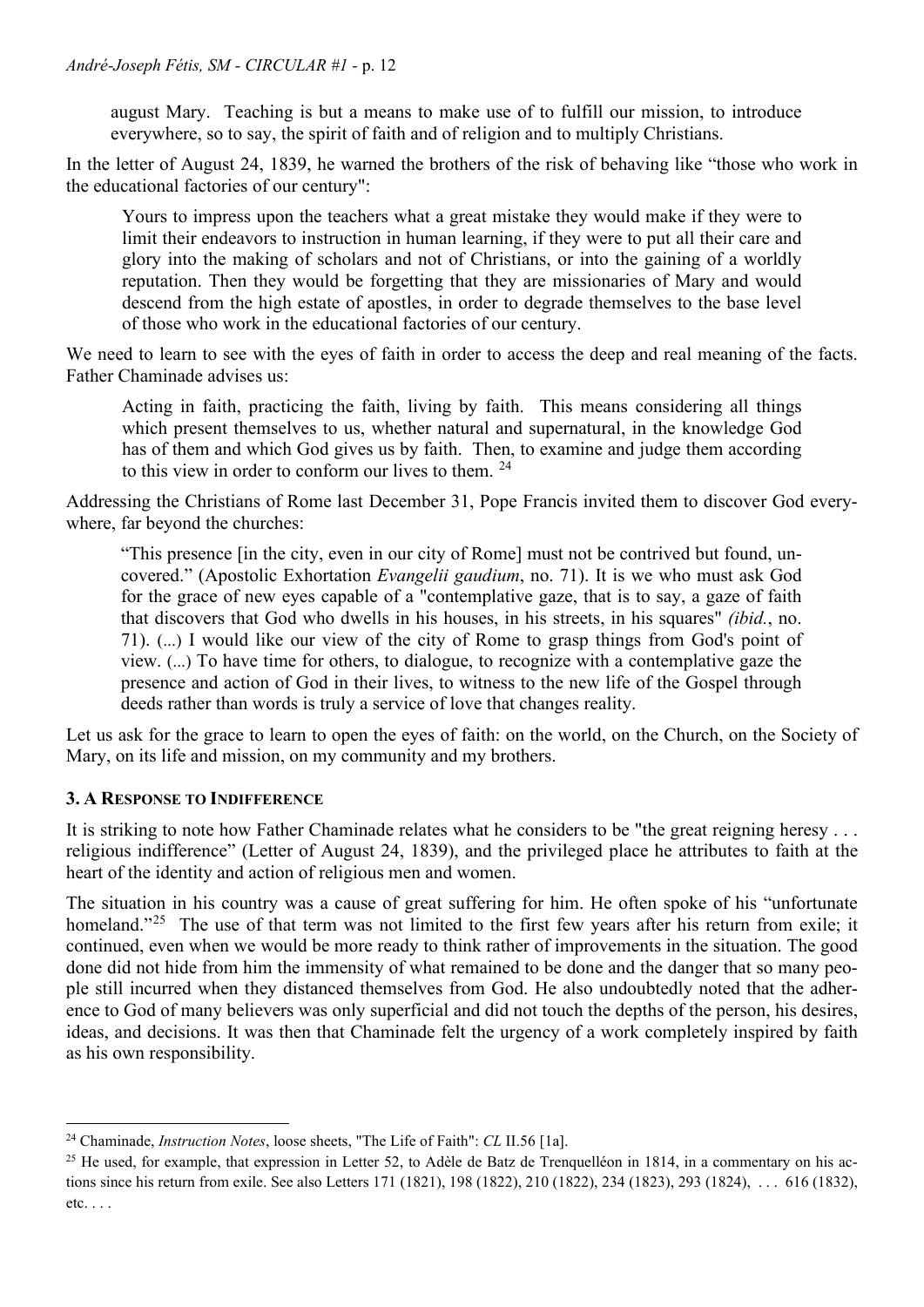> august Mary. Teaching is but a means to make use of to fulfill our mission, to introduce everywhere, so to say, the spirit of faith and of religion and to multiply Christians.

In the letter of August 24, 1839, he warned the brothers of the risk of behaving like "those who work in the educational factories of our century":

> Yours to impress upon the teachers what a great mistake they would make if they were to limit their endeavors to instruction in human learning, if they were to put all their care and glory into the making of scholars and not of Christians, or into the gaining of a worldly reputation. Then they would be forgetting that they are missionaries of Mary and would descend from the high estate of apostles, in order to degrade themselves to the base level of those who work in the educational factories of our century.

We need to learn to see with the eyes of faith in order to access the deep and real meaning of the facts. Father Chaminade advises us:

> Acting in faith, practicing the faith, living by faith. This means considering all things which present themselves to us, whether natural and supernatural, in the knowledge God has of them and which God gives us by faith. Then, to examine and judge them according to this view in order to conform our lives to them. [24]

Addressing the Christians of Rome last December 31, Pope Francis invited them to discover God everywhere, far beyond the churches:

> "This presence [in the city, even in our city of Rome] must not be contrived but found, uncovered." (Apostolic Exhortation *Evangelii gaudium*, no. 71). It is we who must ask God for the grace of new eyes capable of a "contemplative gaze, that is to say, a gaze of faith that discovers that God who dwells in his houses, in his streets, in his squares" *(ibid.*, no. 71). (...) I would like our view of the city of Rome to grasp things from God's point of view. (...) To have time for others, to dialogue, to recognize with a contemplative gaze the presence and action of God in their lives, to witness to the new life of the Gospel through deeds rather than words is truly a service of love that changes reality.

Let us ask for the grace to learn to open the eyes of faith: on the world, on the Church, on the Society of Mary, on its life and mission, on my community and my brothers.

### 3. A Response to Indifference

It is striking to note how Father Chaminade relates what he considers to be "the great reigning heresy . . . religious indifference" (Letter of August 24, 1839), and the privileged place he attributes to faith at the heart of the identity and action of religious men and women.

The situation in his country was a cause of great suffering for him. He often spoke of his "unfortunate homeland."[25] The use of that term was not limited to the first few years after his return from exile; it continued, even when we would be more ready to think rather of improvements in the situation. The good done did not hide from him the immensity of what remained to be done and the danger that so many people still incurred when they distanced themselves from God. He also undoubtedly noted that the adherence to God of many believers was only superficial and did not touch the depths of the person, his desires, ideas, and decisions. It was then that Chaminade felt the urgency of a work completely inspired by faith as his own responsibility.

---

[24] Chaminade, *Instruction Notes*, loose sheets, "The Life of Faith": *CL* II.56 [1a].

[25] He used, for example, that expression in Letter 52, to Adèle de Batz de Trenquelléon in 1814, in a commentary on his actions since his return from exile. See also Letters 171 (1821), 198 (1822), 210 (1822), 234 (1823), 293 (1824), . . . 616 (1832), etc. . . .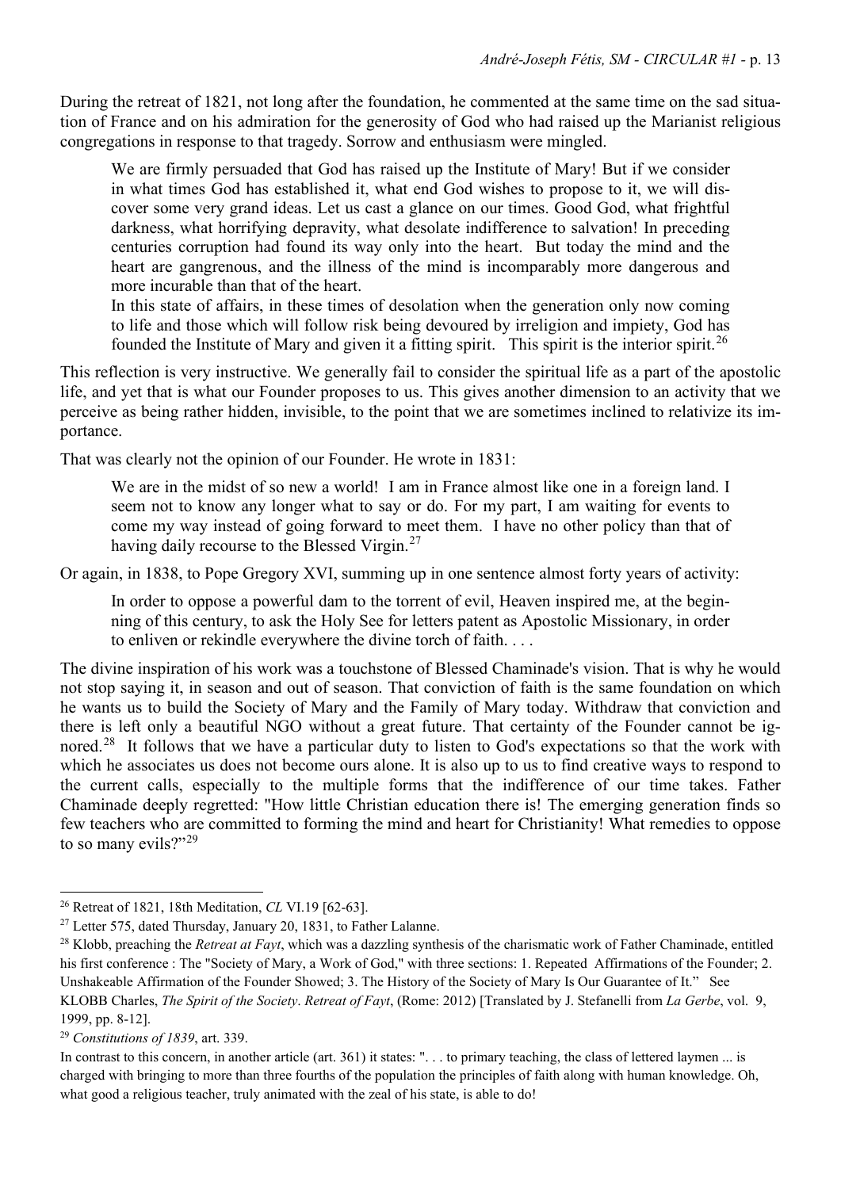During the retreat of 1821, not long after the foundation, he commented at the same time on the sad situation of France and on his admiration for the generosity of God who had raised up the Marianist religious congregations in response to that tragedy. Sorrow and enthusiasm were mingled.

> We are firmly persuaded that God has raised up the Institute of Mary! But if we consider in what times God has established it, what end God wishes to propose to it, we will discover some very grand ideas. Let us cast a glance on our times. Good God, what frightful darkness, what horrifying depravity, what desolate indifference to salvation! In preceding centuries corruption had found its way only into the heart. But today the mind and the heart are gangrenous, and the illness of the mind is incomparably more dangerous and more incurable than that of the heart.
>
> In this state of affairs, in these times of desolation when the generation only now coming to life and those which will follow risk being devoured by irreligion and impiety, God has founded the Institute of Mary and given it a fitting spirit. This spirit is the interior spirit.[26]

This reflection is very instructive. We generally fail to consider the spiritual life as a part of the apostolic life, and yet that is what our Founder proposes to us. This gives another dimension to an activity that we perceive as being rather hidden, invisible, to the point that we are sometimes inclined to relativize its importance.

That was clearly not the opinion of our Founder. He wrote in 1831:

> We are in the midst of so new a world! I am in France almost like one in a foreign land. I seem not to know any longer what to say or do. For my part, I am waiting for events to come my way instead of going forward to meet them. I have no other policy than that of having daily recourse to the Blessed Virgin.[27]

Or again, in 1838, to Pope Gregory XVI, summing up in one sentence almost forty years of activity:

> In order to oppose a powerful dam to the torrent of evil, Heaven inspired me, at the beginning of this century, to ask the Holy See for letters patent as Apostolic Missionary, in order to enliven or rekindle everywhere the divine torch of faith. . . .

The divine inspiration of his work was a touchstone of Blessed Chaminade's vision. That is why he would not stop saying it, in season and out of season. That conviction of faith is the same foundation on which he wants us to build the Society of Mary and the Family of Mary today. Withdraw that conviction and there is left only a beautiful NGO without a great future. That certainty of the Founder cannot be ignored.[28] It follows that we have a particular duty to listen to God's expectations so that the work with which he associates us does not become ours alone. It is also up to us to find creative ways to respond to the current calls, especially to the multiple forms that the indifference of our time takes. Father Chaminade deeply regretted: "How little Christian education there is! The emerging generation finds so few teachers who are committed to forming the mind and heart for Christianity! What remedies to oppose to so many evils?"[29]

---

[26] Retreat of 1821, 18th Meditation, *CL* VI.19 [62-63].

[27] Letter 575, dated Thursday, January 20, 1831, to Father Lalanne.

[28] Klobb, preaching the *Retreat at Fayt*, which was a dazzling synthesis of the charismatic work of Father Chaminade, entitled his first conference : The "Society of Mary, a Work of God," with three sections: 1. Repeated Affirmations of the Founder; 2. Unshakeable Affirmation of the Founder Showed; 3. The History of the Society of Mary Is Our Guarantee of It." See KLOBB Charles, *The Spirit of the Society*. *Retreat of Fayt*, (Rome: 2012) [Translated by J. Stefanelli from *La Gerbe*, vol. 9, 1999, pp. 8-12].

[29] *Constitutions of 1839*, art. 339.

In contrast to this concern, in another article (art. 361) it states: ". . . to primary teaching, the class of lettered laymen ... is charged with bringing to more than three fourths of the population the principles of faith along with human knowledge. Oh, what good a religious teacher, truly animated with the zeal of his state, is able to do!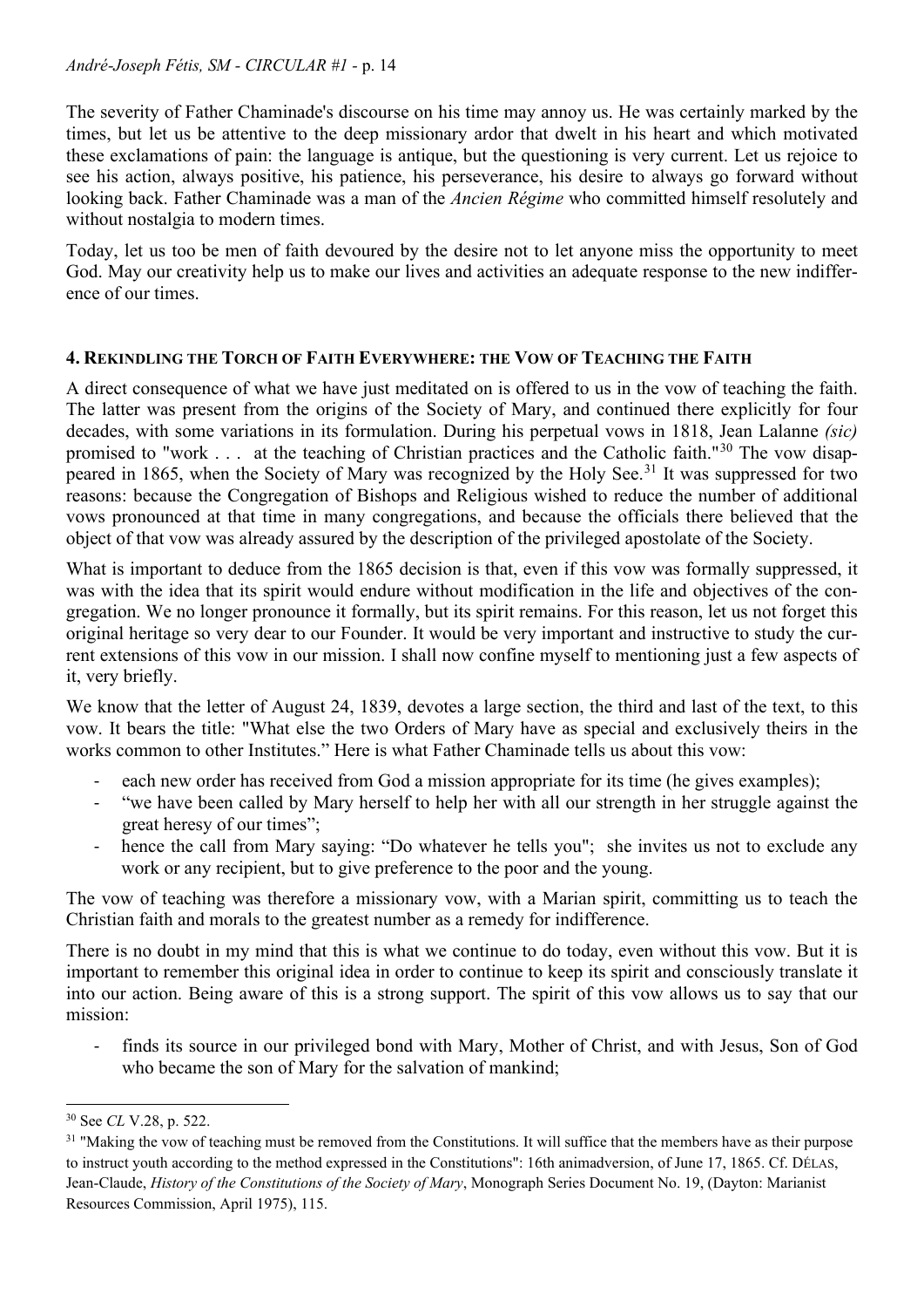The severity of Father Chaminade's discourse on his time may annoy us. He was certainly marked by the times, but let us be attentive to the deep missionary ardor that dwelt in his heart and which motivated these exclamations of pain: the language is antique, but the questioning is very current. Let us rejoice to see his action, always positive, his patience, his perseverance, his desire to always go forward without looking back. Father Chaminade was a man of the *Ancien Régime* who committed himself resolutely and without nostalgia to modern times.

Today, let us too be men of faith devoured by the desire not to let anyone miss the opportunity to meet God. May our creativity help us to make our lives and activities an adequate response to the new indifference of our times.

## 4. Rekindling the Torch of Faith Everywhere: the Vow of Teaching the Faith

A direct consequence of what we have just meditated on is offered to us in the vow of teaching the faith. The latter was present from the origins of the Society of Mary, and continued there explicitly for four decades, with some variations in its formulation. During his perpetual vows in 1818, Jean Lalanne *(sic)* promised to "work . . . at the teaching of Christian practices and the Catholic faith."[30] The vow disappeared in 1865, when the Society of Mary was recognized by the Holy See.[31] It was suppressed for two reasons: because the Congregation of Bishops and Religious wished to reduce the number of additional vows pronounced at that time in many congregations, and because the officials there believed that the object of that vow was already assured by the description of the privileged apostolate of the Society.

What is important to deduce from the 1865 decision is that, even if this vow was formally suppressed, it was with the idea that its spirit would endure without modification in the life and objectives of the congregation. We no longer pronounce it formally, but its spirit remains. For this reason, let us not forget this original heritage so very dear to our Founder. It would be very important and instructive to study the current extensions of this vow in our mission. I shall now confine myself to mentioning just a few aspects of it, very briefly.

We know that the letter of August 24, 1839, devotes a large section, the third and last of the text, to this vow. It bears the title: "What else the two Orders of Mary have as special and exclusively theirs in the works common to other Institutes." Here is what Father Chaminade tells us about this vow:

- each new order has received from God a mission appropriate for its time (he gives examples);
- "we have been called by Mary herself to help her with all our strength in her struggle against the great heresy of our times";
- hence the call from Mary saying: "Do whatever he tells you"; she invites us not to exclude any work or any recipient, but to give preference to the poor and the young.

The vow of teaching was therefore a missionary vow, with a Marian spirit, committing us to teach the Christian faith and morals to the greatest number as a remedy for indifference.

There is no doubt in my mind that this is what we continue to do today, even without this vow. But it is important to remember this original idea in order to continue to keep its spirit and consciously translate it into our action. Being aware of this is a strong support. The spirit of this vow allows us to say that our mission:

- finds its source in our privileged bond with Mary, Mother of Christ, and with Jesus, Son of God who became the son of Mary for the salvation of mankind;

---

[30] See *CL* V.28, p. 522.

[31] "Making the vow of teaching must be removed from the Constitutions. It will suffice that the members have as their purpose to instruct youth according to the method expressed in the Constitutions": 16th animadversion, of June 17, 1865. Cf. DÉLAS, Jean-Claude, *History of the Constitutions of the Society of Mary*, Monograph Series Document No. 19, (Dayton: Marianist Resources Commission, April 1975), 115.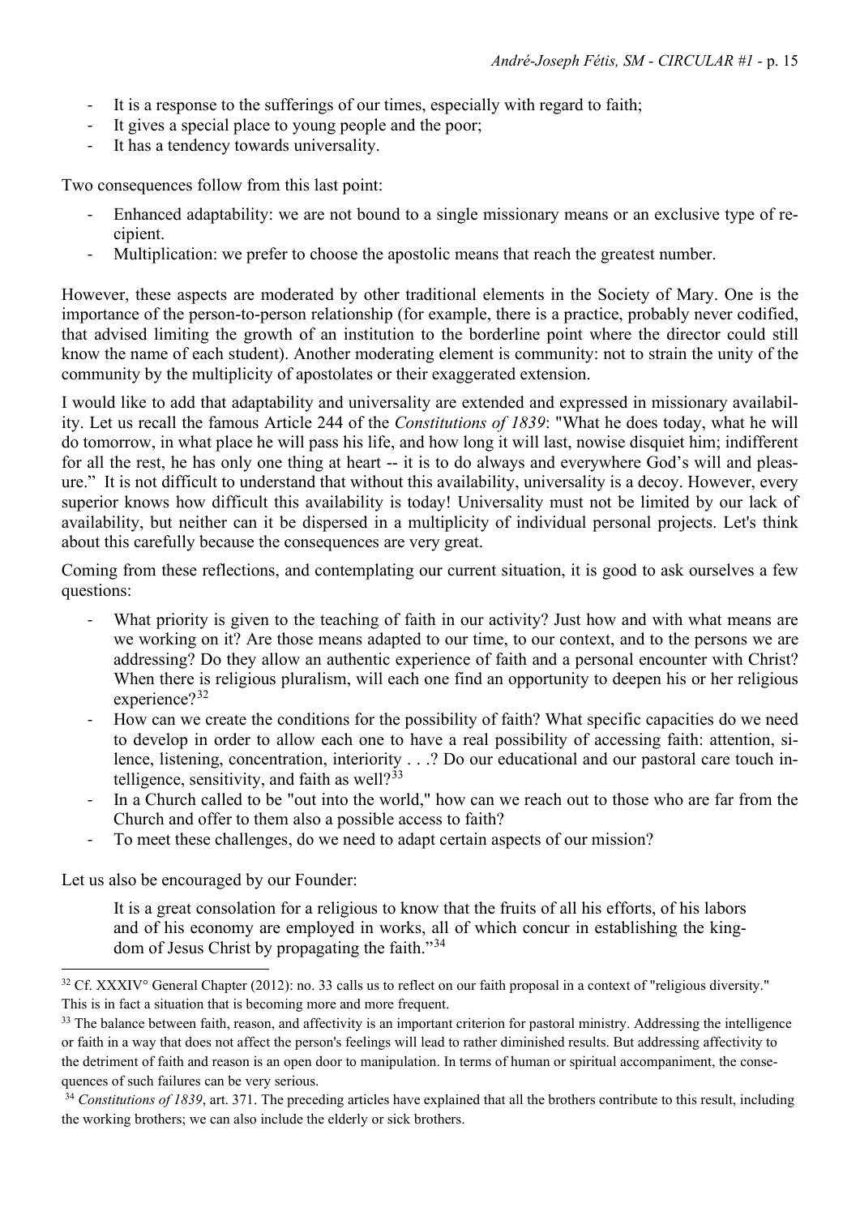- It is a response to the sufferings of our times, especially with regard to faith;
- It gives a special place to young people and the poor;
- It has a tendency towards universality.

Two consequences follow from this last point:

- Enhanced adaptability: we are not bound to a single missionary means or an exclusive type of recipient.
- Multiplication: we prefer to choose the apostolic means that reach the greatest number.

However, these aspects are moderated by other traditional elements in the Society of Mary. One is the importance of the person-to-person relationship (for example, there is a practice, probably never codified, that advised limiting the growth of an institution to the borderline point where the director could still know the name of each student). Another moderating element is community: not to strain the unity of the community by the multiplicity of apostolates or their exaggerated extension.

I would like to add that adaptability and universality are extended and expressed in missionary availability. Let us recall the famous Article 244 of the *Constitutions of 1839*: "What he does today, what he will do tomorrow, in what place he will pass his life, and how long it will last, nowise disquiet him; indifferent for all the rest, he has only one thing at heart -- it is to do always and everywhere God's will and pleasure." It is not difficult to understand that without this availability, universality is a decoy. However, every superior knows how difficult this availability is today! Universality must not be limited by our lack of availability, but neither can it be dispersed in a multiplicity of individual personal projects. Let's think about this carefully because the consequences are very great.

Coming from these reflections, and contemplating our current situation, it is good to ask ourselves a few questions:

- What priority is given to the teaching of faith in our activity? Just how and with what means are we working on it? Are those means adapted to our time, to our context, and to the persons we are addressing? Do they allow an authentic experience of faith and a personal encounter with Christ? When there is religious pluralism, will each one find an opportunity to deepen his or her religious experience?[32]
- How can we create the conditions for the possibility of faith? What specific capacities do we need to develop in order to allow each one to have a real possibility of accessing faith: attention, silence, listening, concentration, interiority . . .? Do our educational and our pastoral care touch intelligence, sensitivity, and faith as well?[33]
- In a Church called to be "out into the world," how can we reach out to those who are far from the Church and offer to them also a possible access to faith?
- To meet these challenges, do we need to adapt certain aspects of our mission?

Let us also be encouraged by our Founder:

> It is a great consolation for a religious to know that the fruits of all his efforts, of his labors and of his economy are employed in works, all of which concur in establishing the kingdom of Jesus Christ by propagating the faith."[34]

---

[32] Cf. XXXIV° General Chapter (2012): no. 33 calls us to reflect on our faith proposal in a context of "religious diversity." This is in fact a situation that is becoming more and more frequent.

[33] The balance between faith, reason, and affectivity is an important criterion for pastoral ministry. Addressing the intelligence or faith in a way that does not affect the person's feelings will lead to rather diminished results. But addressing affectivity to the detriment of faith and reason is an open door to manipulation. In terms of human or spiritual accompaniment, the consequences of such failures can be very serious.

[34] *Constitutions of 1839*, art. 371. The preceding articles have explained that all the brothers contribute to this result, including the working brothers; we can also include the elderly or sick brothers.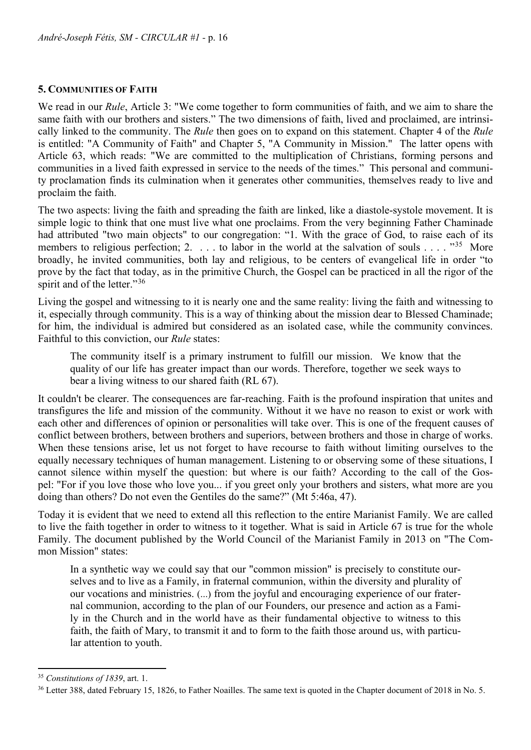## 5. Communities of Faith

We read in our *Rule*, Article 3: "We come together to form communities of faith, and we aim to share the same faith with our brothers and sisters." The two dimensions of faith, lived and proclaimed, are intrinsically linked to the community. The *Rule* then goes on to expand on this statement. Chapter 4 of the *Rule* is entitled: "A Community of Faith" and Chapter 5, "A Community in Mission." The latter opens with Article 63, which reads: "We are committed to the multiplication of Christians, forming persons and communities in a lived faith expressed in service to the needs of the times." This personal and community proclamation finds its culmination when it generates other communities, themselves ready to live and proclaim the faith.

The two aspects: living the faith and spreading the faith are linked, like a diastole-systole movement. It is simple logic to think that one must live what one proclaims. From the very beginning Father Chaminade had attributed "two main objects" to our congregation: "1. With the grace of God, to raise each of its members to religious perfection; 2. . . . to labor in the world at the salvation of souls . . . ."[35] More broadly, he invited communities, both lay and religious, to be centers of evangelical life in order "to prove by the fact that today, as in the primitive Church, the Gospel can be practiced in all the rigor of the spirit and of the letter."[36]

Living the gospel and witnessing to it is nearly one and the same reality: living the faith and witnessing to it, especially through community. This is a way of thinking about the mission dear to Blessed Chaminade; for him, the individual is admired but considered as an isolated case, while the community convinces. Faithful to this conviction, our *Rule* states:

> The community itself is a primary instrument to fulfill our mission. We know that the quality of our life has greater impact than our words. Therefore, together we seek ways to bear a living witness to our shared faith (RL 67).

It couldn't be clearer. The consequences are far-reaching. Faith is the profound inspiration that unites and transfigures the life and mission of the community. Without it we have no reason to exist or work with each other and differences of opinion or personalities will take over. This is one of the frequent causes of conflict between brothers, between brothers and superiors, between brothers and those in charge of works. When these tensions arise, let us not forget to have recourse to faith without limiting ourselves to the equally necessary techniques of human management. Listening to or observing some of these situations, I cannot silence within myself the question: but where is our faith? According to the call of the Gospel: "For if you love those who love you... if you greet only your brothers and sisters, what more are you doing than others? Do not even the Gentiles do the same?" (Mt 5:46a, 47).

Today it is evident that we need to extend all this reflection to the entire Marianist Family. We are called to live the faith together in order to witness to it together. What is said in Article 67 is true for the whole Family. The document published by the World Council of the Marianist Family in 2013 on "The Common Mission" states:

> In a synthetic way we could say that our "common mission" is precisely to constitute ourselves and to live as a Family, in fraternal communion, within the diversity and plurality of our vocations and ministries. (...) from the joyful and encouraging experience of our fraternal communion, according to the plan of our Founders, our presence and action as a Family in the Church and in the world have as their fundamental objective to witness to this faith, the faith of Mary, to transmit it and to form to the faith those around us, with particular attention to youth.

---

[35] *Constitutions of 1839*, art. 1.

[36] Letter 388, dated February 15, 1826, to Father Noailles. The same text is quoted in the Chapter document of 2018 in No. 5.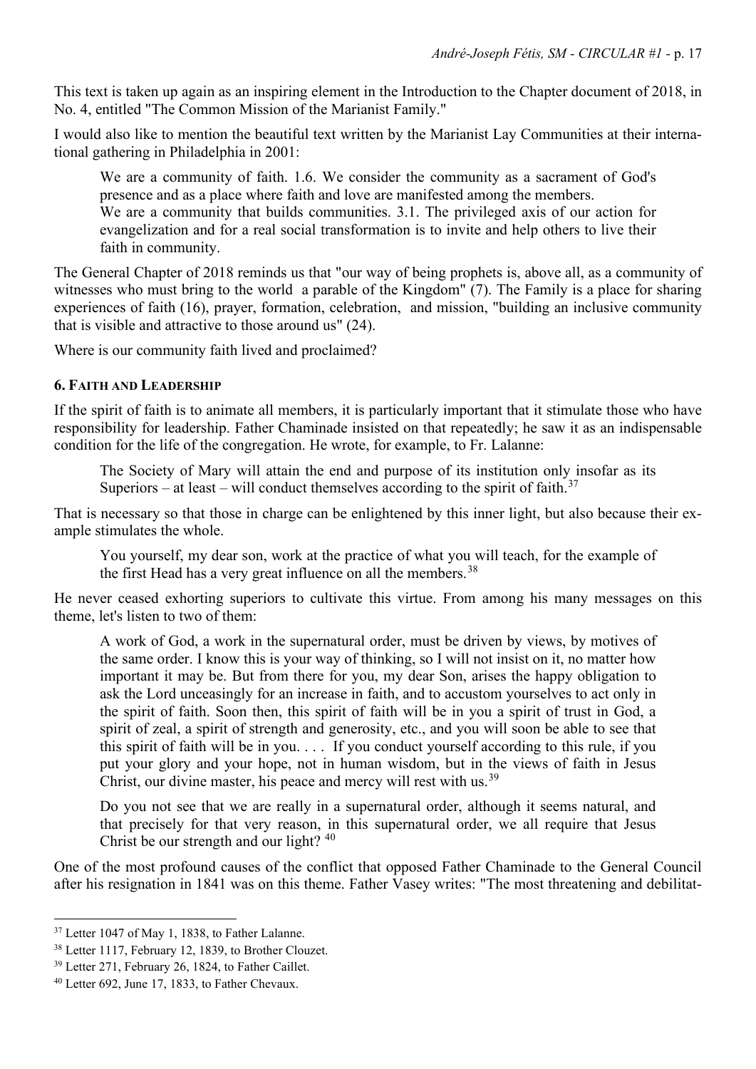This text is taken up again as an inspiring element in the Introduction to the Chapter document of 2018, in No. 4, entitled "The Common Mission of the Marianist Family."

I would also like to mention the beautiful text written by the Marianist Lay Communities at their international gathering in Philadelphia in 2001:

> We are a community of faith. 1.6. We consider the community as a sacrament of God's presence and as a place where faith and love are manifested among the members.
> We are a community that builds communities. 3.1. The privileged axis of our action for evangelization and for a real social transformation is to invite and help others to live their faith in community.

The General Chapter of 2018 reminds us that "our way of being prophets is, above all, as a community of witnesses who must bring to the world a parable of the Kingdom" (7). The Family is a place for sharing experiences of faith (16), prayer, formation, celebration, and mission, "building an inclusive community that is visible and attractive to those around us" (24).

Where is our community faith lived and proclaimed?

#### 6. Faith and Leadership

If the spirit of faith is to animate all members, it is particularly important that it stimulate those who have responsibility for leadership. Father Chaminade insisted on that repeatedly; he saw it as an indispensable condition for the life of the congregation. He wrote, for example, to Fr. Lalanne:

> The Society of Mary will attain the end and purpose of its institution only insofar as its Superiors – at least – will conduct themselves according to the spirit of faith.[37]

That is necessary so that those in charge can be enlightened by this inner light, but also because their example stimulates the whole.

> You yourself, my dear son, work at the practice of what you will teach, for the example of the first Head has a very great influence on all the members.[38]

He never ceased exhorting superiors to cultivate this virtue. From among his many messages on this theme, let's listen to two of them:

> A work of God, a work in the supernatural order, must be driven by views, by motives of the same order. I know this is your way of thinking, so I will not insist on it, no matter how important it may be. But from there for you, my dear Son, arises the happy obligation to ask the Lord unceasingly for an increase in faith, and to accustom yourselves to act only in the spirit of faith. Soon then, this spirit of faith will be in you a spirit of trust in God, a spirit of zeal, a spirit of strength and generosity, etc., and you will soon be able to see that this spirit of faith will be in you. . . . If you conduct yourself according to this rule, if you put your glory and your hope, not in human wisdom, but in the views of faith in Jesus Christ, our divine master, his peace and mercy will rest with us.[39]

> Do you not see that we are really in a supernatural order, although it seems natural, and that precisely for that very reason, in this supernatural order, we all require that Jesus Christ be our strength and our light? [40]

One of the most profound causes of the conflict that opposed Father Chaminade to the General Council after his resignation in 1841 was on this theme. Father Vasey writes: "The most threatening and debilitat-

---

[37] Letter 1047 of May 1, 1838, to Father Lalanne.

[38] Letter 1117, February 12, 1839, to Brother Clouzet.

[39] Letter 271, February 26, 1824, to Father Caillet.

[40] Letter 692, June 17, 1833, to Father Chevaux.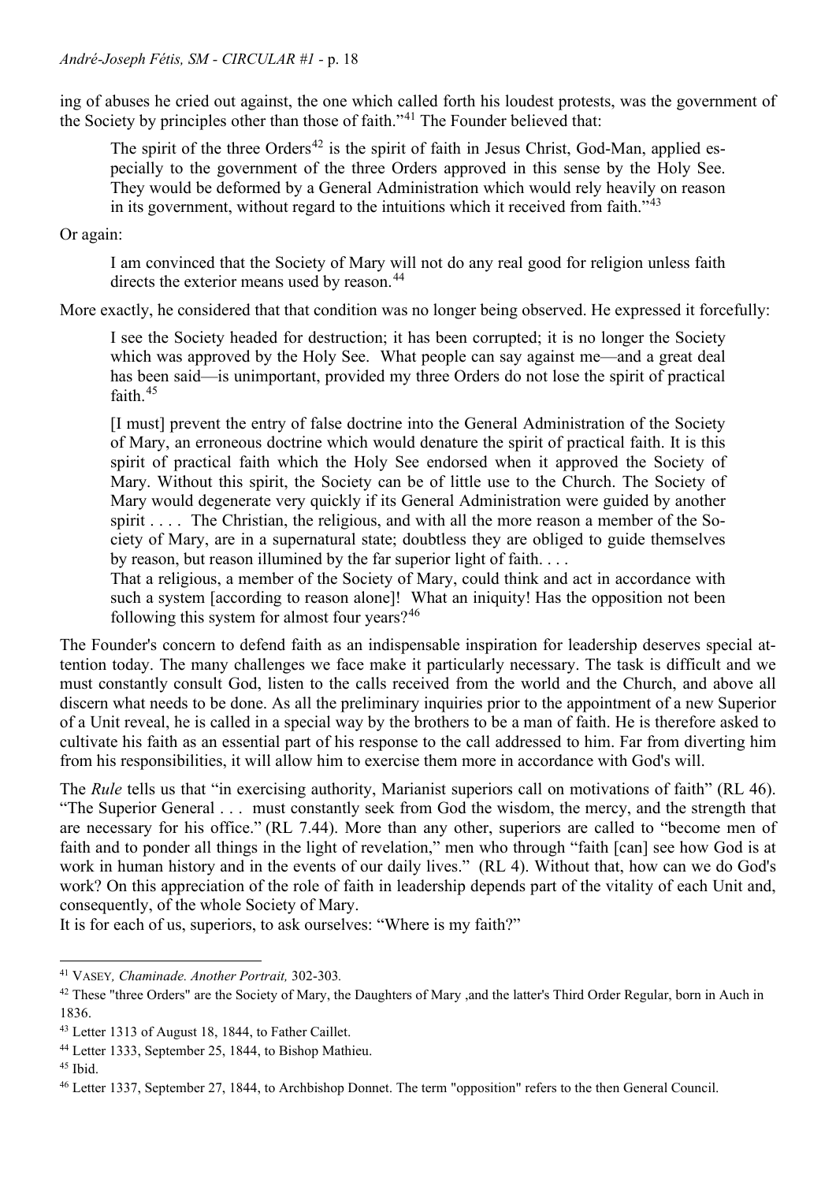ing of abuses he cried out against, the one which called forth his loudest protests, was the government of the Society by principles other than those of faith."[41] The Founder believed that:

> The spirit of the three Orders[42] is the spirit of faith in Jesus Christ, God-Man, applied especially to the government of the three Orders approved in this sense by the Holy See. They would be deformed by a General Administration which would rely heavily on reason in its government, without regard to the intuitions which it received from faith."[43]

Or again:

> I am convinced that the Society of Mary will not do any real good for religion unless faith directs the exterior means used by reason.[44]

More exactly, he considered that that condition was no longer being observed. He expressed it forcefully:

> I see the Society headed for destruction; it has been corrupted; it is no longer the Society which was approved by the Holy See. What people can say against me—and a great deal has been said—is unimportant, provided my three Orders do not lose the spirit of practical faith.[45]
>
> [I must] prevent the entry of false doctrine into the General Administration of the Society of Mary, an erroneous doctrine which would denature the spirit of practical faith. It is this spirit of practical faith which the Holy See endorsed when it approved the Society of Mary. Without this spirit, the Society can be of little use to the Church. The Society of Mary would degenerate very quickly if its General Administration were guided by another spirit . . . . The Christian, the religious, and with all the more reason a member of the Society of Mary, are in a supernatural state; doubtless they are obliged to guide themselves by reason, but reason illumined by the far superior light of faith. . . .
> That a religious, a member of the Society of Mary, could think and act in accordance with such a system [according to reason alone]! What an iniquity! Has the opposition not been following this system for almost four years?[46]

The Founder's concern to defend faith as an indispensable inspiration for leadership deserves special attention today. The many challenges we face make it particularly necessary. The task is difficult and we must constantly consult God, listen to the calls received from the world and the Church, and above all discern what needs to be done. As all the preliminary inquiries prior to the appointment of a new Superior of a Unit reveal, he is called in a special way by the brothers to be a man of faith. He is therefore asked to cultivate his faith as an essential part of his response to the call addressed to him. Far from diverting him from his responsibilities, it will allow him to exercise them more in accordance with God's will.

The *Rule* tells us that "in exercising authority, Marianist superiors call on motivations of faith" (RL 46). "The Superior General . . . must constantly seek from God the wisdom, the mercy, and the strength that are necessary for his office." (RL 7.44). More than any other, superiors are called to "become men of faith and to ponder all things in the light of revelation," men who through "faith [can] see how God is at work in human history and in the events of our daily lives." (RL 4). Without that, how can we do God's work? On this appreciation of the role of faith in leadership depends part of the vitality of each Unit and, consequently, of the whole Society of Mary.
It is for each of us, superiors, to ask ourselves: "Where is my faith?"

---

[41] VASEY, *Chaminade. Another Portrait,* 302-303.

[42] These "three Orders" are the Society of Mary, the Daughters of Mary ,and the latter's Third Order Regular, born in Auch in 1836.

[43] Letter 1313 of August 18, 1844, to Father Caillet.

[44] Letter 1333, September 25, 1844, to Bishop Mathieu.

[45] Ibid.

[46] Letter 1337, September 27, 1844, to Archbishop Donnet. The term "opposition" refers to the then General Council.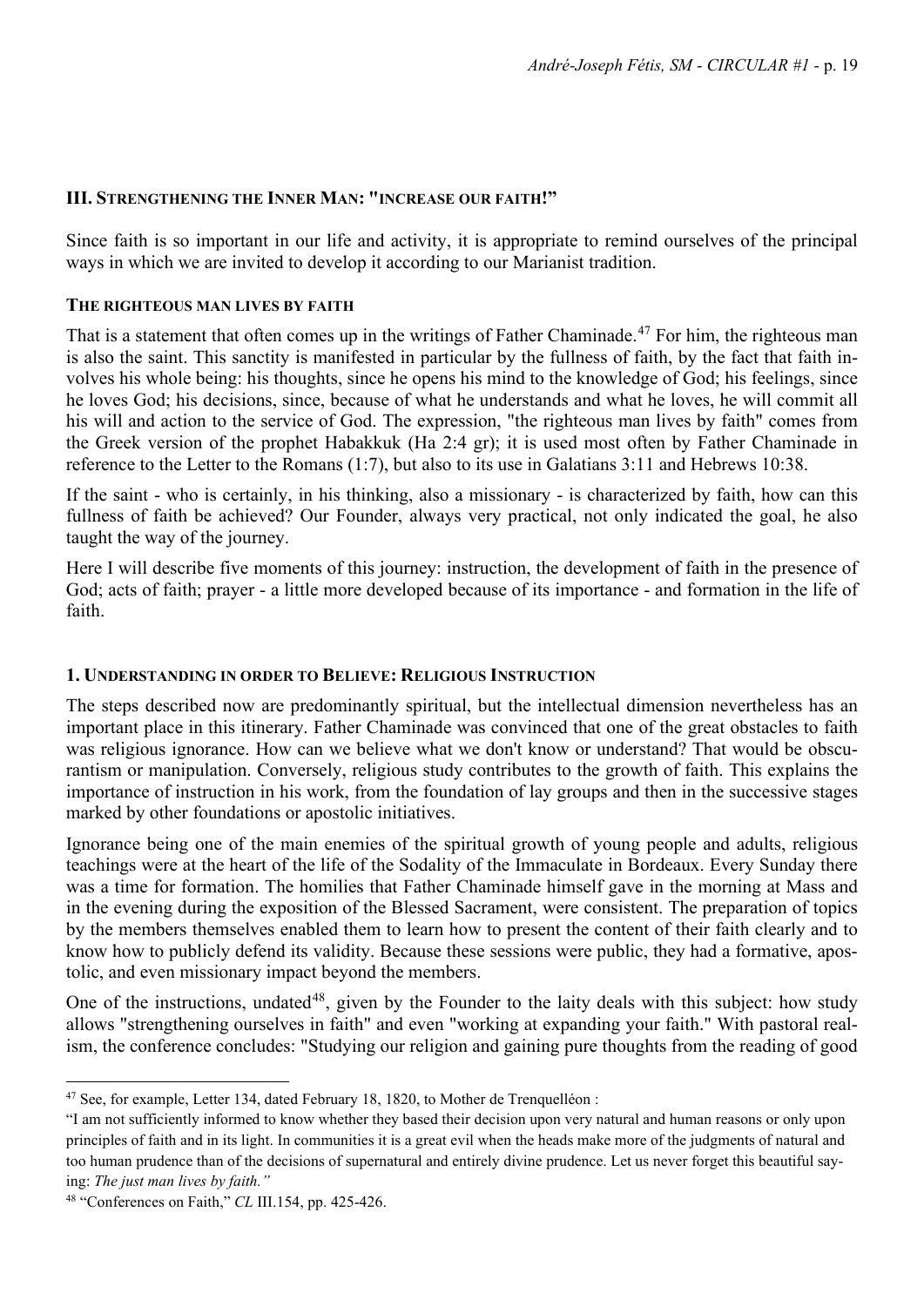## III. Strengthening the Inner Man: "increase our faith!"

Since faith is so important in our life and activity, it is appropriate to remind ourselves of the principal ways in which we are invited to develop it according to our Marianist tradition.

### The righteous man lives by faith

That is a statement that often comes up in the writings of Father Chaminade.[47] For him, the righteous man is also the saint. This sanctity is manifested in particular by the fullness of faith, by the fact that faith involves his whole being: his thoughts, since he opens his mind to the knowledge of God; his feelings, since he loves God; his decisions, since, because of what he understands and what he loves, he will commit all his will and action to the service of God. The expression, "the righteous man lives by faith" comes from the Greek version of the prophet Habakkuk (Ha 2:4 gr); it is used most often by Father Chaminade in reference to the Letter to the Romans (1:7), but also to its use in Galatians 3:11 and Hebrews 10:38.

If the saint - who is certainly, in his thinking, also a missionary - is characterized by faith, how can this fullness of faith be achieved? Our Founder, always very practical, not only indicated the goal, he also taught the way of the journey.

Here I will describe five moments of this journey: instruction, the development of faith in the presence of God; acts of faith; prayer - a little more developed because of its importance - and formation in the life of faith.

### 1. Understanding in order to Believe: Religious Instruction

The steps described now are predominantly spiritual, but the intellectual dimension nevertheless has an important place in this itinerary. Father Chaminade was convinced that one of the great obstacles to faith was religious ignorance. How can we believe what we don't know or understand? That would be obscurantism or manipulation. Conversely, religious study contributes to the growth of faith. This explains the importance of instruction in his work, from the foundation of lay groups and then in the successive stages marked by other foundations or apostolic initiatives.

Ignorance being one of the main enemies of the spiritual growth of young people and adults, religious teachings were at the heart of the life of the Sodality of the Immaculate in Bordeaux. Every Sunday there was a time for formation. The homilies that Father Chaminade himself gave in the morning at Mass and in the evening during the exposition of the Blessed Sacrament, were consistent. The preparation of topics by the members themselves enabled them to learn how to present the content of their faith clearly and to know how to publicly defend its validity. Because these sessions were public, they had a formative, apostolic, and even missionary impact beyond the members.

One of the instructions, undated[48], given by the Founder to the laity deals with this subject: how study allows "strengthening ourselves in faith" and even "working at expanding your faith." With pastoral realism, the conference concludes: "Studying our religion and gaining pure thoughts from the reading of good

---

[47] See, for example, Letter 134, dated February 18, 1820, to Mother de Trenquelléon :

"I am not sufficiently informed to know whether they based their decision upon very natural and human reasons or only upon principles of faith and in its light. In communities it is a great evil when the heads make more of the judgments of natural and too human prudence than of the decisions of supernatural and entirely divine prudence. Let us never forget this beautiful saying: *The just man lives by faith."*

[48] "Conferences on Faith," *CL* III.154, pp. 425-426.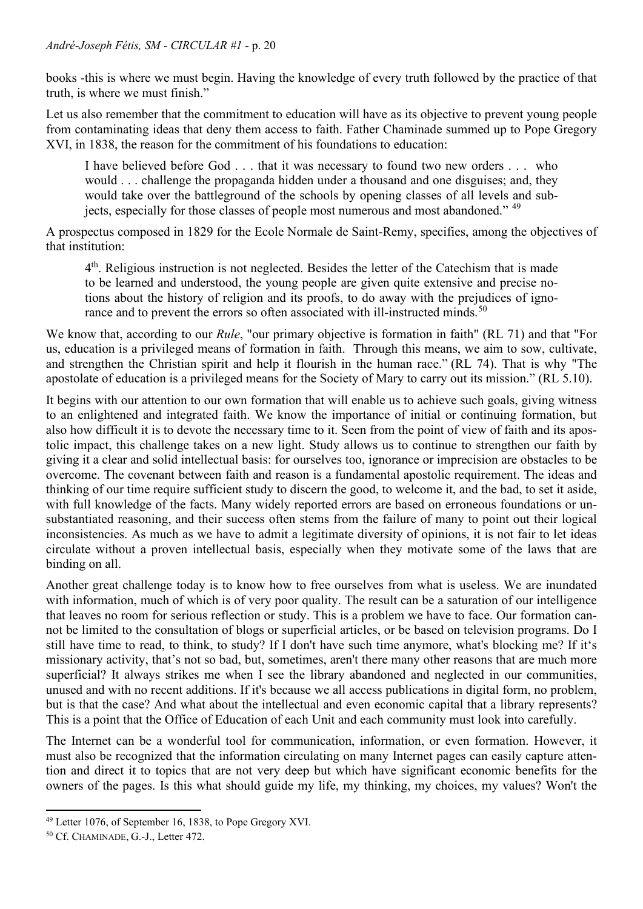books -this is where we must begin. Having the knowledge of every truth followed by the practice of that truth, is where we must finish."

Let us also remember that the commitment to education will have as its objective to prevent young people from contaminating ideas that deny them access to faith. Father Chaminade summed up to Pope Gregory XVI, in 1838, the reason for the commitment of his foundations to education:

> I have believed before God . . . that it was necessary to found two new orders . . . who would . . . challenge the propaganda hidden under a thousand and one disguises; and, they would take over the battleground of the schools by opening classes of all levels and subjects, especially for those classes of people most numerous and most abandoned." [49]

A prospectus composed in 1829 for the Ecole Normale de Saint-Remy, specifies, among the objectives of that institution:

> 4th. Religious instruction is not neglected. Besides the letter of the Catechism that is made to be learned and understood, the young people are given quite extensive and precise notions about the history of religion and its proofs, to do away with the prejudices of ignorance and to prevent the errors so often associated with ill-instructed minds.[50]

We know that, according to our *Rule*, "our primary objective is formation in faith" (RL 71) and that "For us, education is a privileged means of formation in faith. Through this means, we aim to sow, cultivate, and strengthen the Christian spirit and help it flourish in the human race." (RL 74). That is why "The apostolate of education is a privileged means for the Society of Mary to carry out its mission." (RL 5.10).

It begins with our attention to our own formation that will enable us to achieve such goals, giving witness to an enlightened and integrated faith. We know the importance of initial or continuing formation, but also how difficult it is to devote the necessary time to it. Seen from the point of view of faith and its apostolic impact, this challenge takes on a new light. Study allows us to continue to strengthen our faith by giving it a clear and solid intellectual basis: for ourselves too, ignorance or imprecision are obstacles to be overcome. The covenant between faith and reason is a fundamental apostolic requirement. The ideas and thinking of our time require sufficient study to discern the good, to welcome it, and the bad, to set it aside, with full knowledge of the facts. Many widely reported errors are based on erroneous foundations or unsubstantiated reasoning, and their success often stems from the failure of many to point out their logical inconsistencies. As much as we have to admit a legitimate diversity of opinions, it is not fair to let ideas circulate without a proven intellectual basis, especially when they motivate some of the laws that are binding on all.

Another great challenge today is to know how to free ourselves from what is useless. We are inundated with information, much of which is of very poor quality. The result can be a saturation of our intelligence that leaves no room for serious reflection or study. This is a problem we have to face. Our formation cannot be limited to the consultation of blogs or superficial articles, or be based on television programs. Do I still have time to read, to think, to study? If I don't have such time anymore, what's blocking me? If it's missionary activity, that's not so bad, but, sometimes, aren't there many other reasons that are much more superficial? It always strikes me when I see the library abandoned and neglected in our communities, unused and with no recent additions. If it's because we all access publications in digital form, no problem, but is that the case? And what about the intellectual and even economic capital that a library represents? This is a point that the Office of Education of each Unit and each community must look into carefully.

The Internet can be a wonderful tool for communication, information, or even formation. However, it must also be recognized that the information circulating on many Internet pages can easily capture attention and direct it to topics that are not very deep but which have significant economic benefits for the owners of the pages. Is this what should guide my life, my thinking, my choices, my values? Won't the

[49] Letter 1076, of September 16, 1838, to Pope Gregory XVI.

[50] Cf. CHAMINADE, G.-J., Letter 472.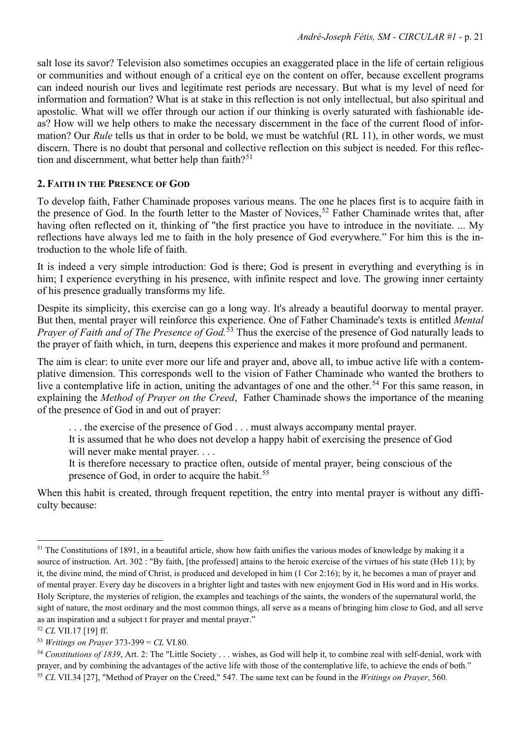salt lose its savor? Television also sometimes occupies an exaggerated place in the life of certain religious or communities and without enough of a critical eye on the content on offer, because excellent programs can indeed nourish our lives and legitimate rest periods are necessary. But what is my level of need for information and formation? What is at stake in this reflection is not only intellectual, but also spiritual and apostolic. What will we offer through our action if our thinking is overly saturated with fashionable ideas? How will we help others to make the necessary discernment in the face of the current flood of information? Our *Rule* tells us that in order to be bold, we must be watchful (RL 11), in other words, we must discern. There is no doubt that personal and collective reflection on this subject is needed. For this reflection and discernment, what better help than faith?[51]

### 2. Faith in the Presence of God

To develop faith, Father Chaminade proposes various means. The one he places first is to acquire faith in the presence of God. In the fourth letter to the Master of Novices,[52] Father Chaminade writes that, after having often reflected on it, thinking of "the first practice you have to introduce in the novitiate. ... My reflections have always led me to faith in the holy presence of God everywhere." For him this is the introduction to the whole life of faith.

It is indeed a very simple introduction: God is there; God is present in everything and everything is in him; I experience everything in his presence, with infinite respect and love. The growing inner certainty of his presence gradually transforms my life.

Despite its simplicity, this exercise can go a long way. It's already a beautiful doorway to mental prayer. But then, mental prayer will reinforce this experience. One of Father Chaminade's texts is entitled *Mental Prayer of Faith and of The Presence of God.*[53] Thus the exercise of the presence of God naturally leads to the prayer of faith which, in turn, deepens this experience and makes it more profound and permanent.

The aim is clear: to unite ever more our life and prayer and, above all, to imbue active life with a contemplative dimension. This corresponds well to the vision of Father Chaminade who wanted the brothers to live a contemplative life in action, uniting the advantages of one and the other.[54] For this same reason, in explaining the *Method of Prayer on the Creed*, Father Chaminade shows the importance of the meaning of the presence of God in and out of prayer:

> . . . the exercise of the presence of God . . . must always accompany mental prayer.
> It is assumed that he who does not develop a happy habit of exercising the presence of God will never make mental prayer. . . .
> It is therefore necessary to practice often, outside of mental prayer, being conscious of the presence of God, in order to acquire the habit.[55]

When this habit is created, through frequent repetition, the entry into mental prayer is without any difficulty because:

---

[51] The Constitutions of 1891, in a beautiful article, show how faith unifies the various modes of knowledge by making it a source of instruction. Art. 302 : "By faith, [the professed] attains to the heroic exercise of the virtues of his state (Heb 11); by it, the divine mind, the mind of Christ, is produced and developed in him (1 Cor 2:16); by it, he becomes a man of prayer and of mental prayer. Every day he discovers in a brighter light and tastes with new enjoyment God in His word and in His works. Holy Scripture, the mysteries of religion, the examples and teachings of the saints, the wonders of the supernatural world, the sight of nature, the most ordinary and the most common things, all serve as a means of bringing him close to God, and all serve as an inspiration and a subject t for prayer and mental prayer."

[52] *CL* VII.17 [19] ff.

[53] *Writings on Prayer* 373-399 = *CL* VI.80.

[54] *Constitutions of 1839*, Art. 2: The "Little Society . . . wishes, as God will help it, to combine zeal with self-denial, work with prayer, and by combining the advantages of the active life with those of the contemplative life, to achieve the ends of both."

[55] *CL* VII.34 [27], "Method of Prayer on the Creed," 547. The same text can be found in the *Writings on Prayer*, 560.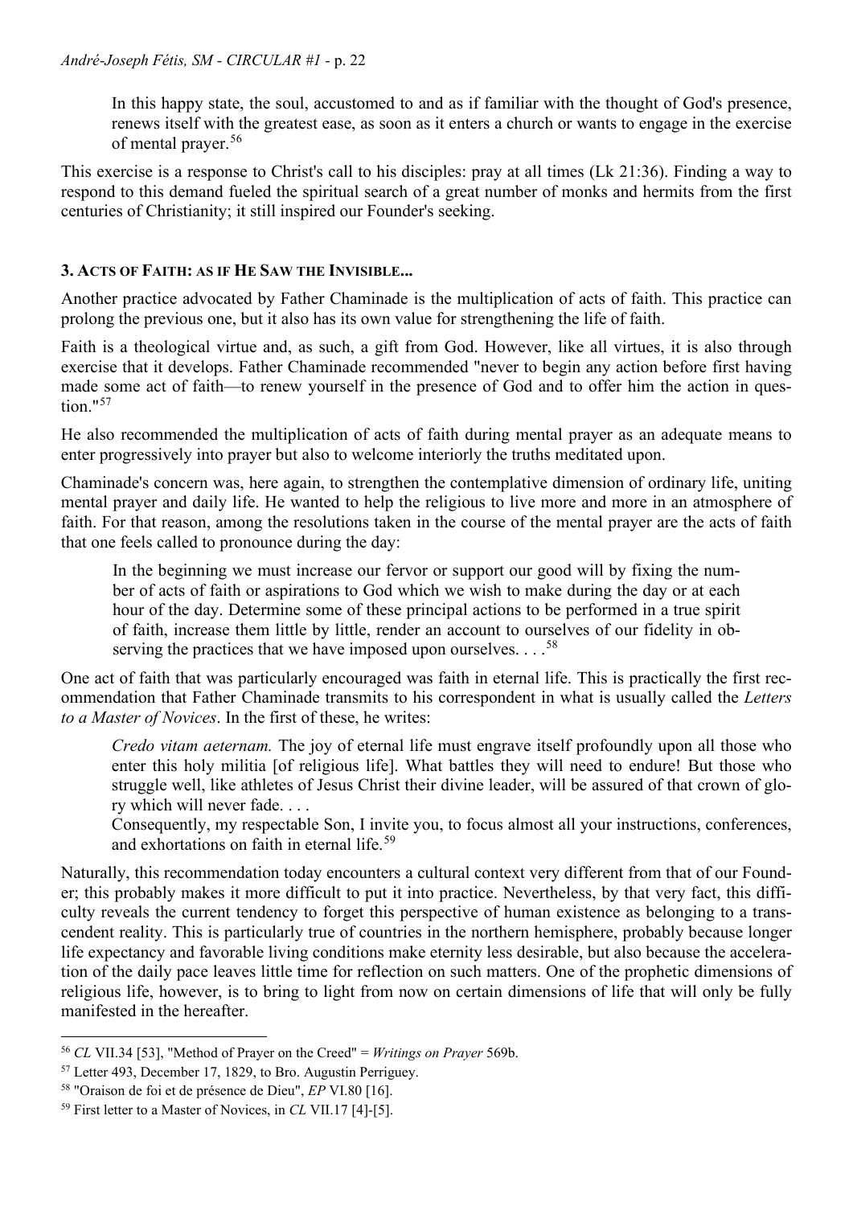> In this happy state, the soul, accustomed to and as if familiar with the thought of God's presence, renews itself with the greatest ease, as soon as it enters a church or wants to engage in the exercise of mental prayer.[56]

This exercise is a response to Christ's call to his disciples: pray at all times (Lk 21:36). Finding a way to respond to this demand fueled the spiritual search of a great number of monks and hermits from the first centuries of Christianity; it still inspired our Founder's seeking.

### 3. Acts of Faith: as if He Saw the Invisible...

Another practice advocated by Father Chaminade is the multiplication of acts of faith. This practice can prolong the previous one, but it also has its own value for strengthening the life of faith.

Faith is a theological virtue and, as such, a gift from God. However, like all virtues, it is also through exercise that it develops. Father Chaminade recommended "never to begin any action before first having made some act of faith—to renew yourself in the presence of God and to offer him the action in question."[57]

He also recommended the multiplication of acts of faith during mental prayer as an adequate means to enter progressively into prayer but also to welcome interiorly the truths meditated upon.

Chaminade's concern was, here again, to strengthen the contemplative dimension of ordinary life, uniting mental prayer and daily life. He wanted to help the religious to live more and more in an atmosphere of faith. For that reason, among the resolutions taken in the course of the mental prayer are the acts of faith that one feels called to pronounce during the day:

> In the beginning we must increase our fervor or support our good will by fixing the number of acts of faith or aspirations to God which we wish to make during the day or at each hour of the day. Determine some of these principal actions to be performed in a true spirit of faith, increase them little by little, render an account to ourselves of our fidelity in observing the practices that we have imposed upon ourselves. . . .[58]

One act of faith that was particularly encouraged was faith in eternal life. This is practically the first recommendation that Father Chaminade transmits to his correspondent in what is usually called the *Letters to a Master of Novices*. In the first of these, he writes:

> *Credo vitam aeternam.* The joy of eternal life must engrave itself profoundly upon all those who enter this holy militia [of religious life]. What battles they will need to endure! But those who struggle well, like athletes of Jesus Christ their divine leader, will be assured of that crown of glory which will never fade. . . .
>
> Consequently, my respectable Son, I invite you, to focus almost all your instructions, conferences, and exhortations on faith in eternal life.[59]

Naturally, this recommendation today encounters a cultural context very different from that of our Founder; this probably makes it more difficult to put it into practice. Nevertheless, by that very fact, this difficulty reveals the current tendency to forget this perspective of human existence as belonging to a transcendent reality. This is particularly true of countries in the northern hemisphere, probably because longer life expectancy and favorable living conditions make eternity less desirable, but also because the acceleration of the daily pace leaves little time for reflection on such matters. One of the prophetic dimensions of religious life, however, is to bring to light from now on certain dimensions of life that will only be fully manifested in the hereafter.

---

[56] *CL* VII.34 [53], "Method of Prayer on the Creed" = *Writings on Prayer* 569b.

[57] Letter 493, December 17, 1829, to Bro. Augustin Perriguey.

[58] "Oraison de foi et de présence de Dieu", *EP* VI.80 [16].

[59] First letter to a Master of Novices, in *CL* VII.17 [4]-[5].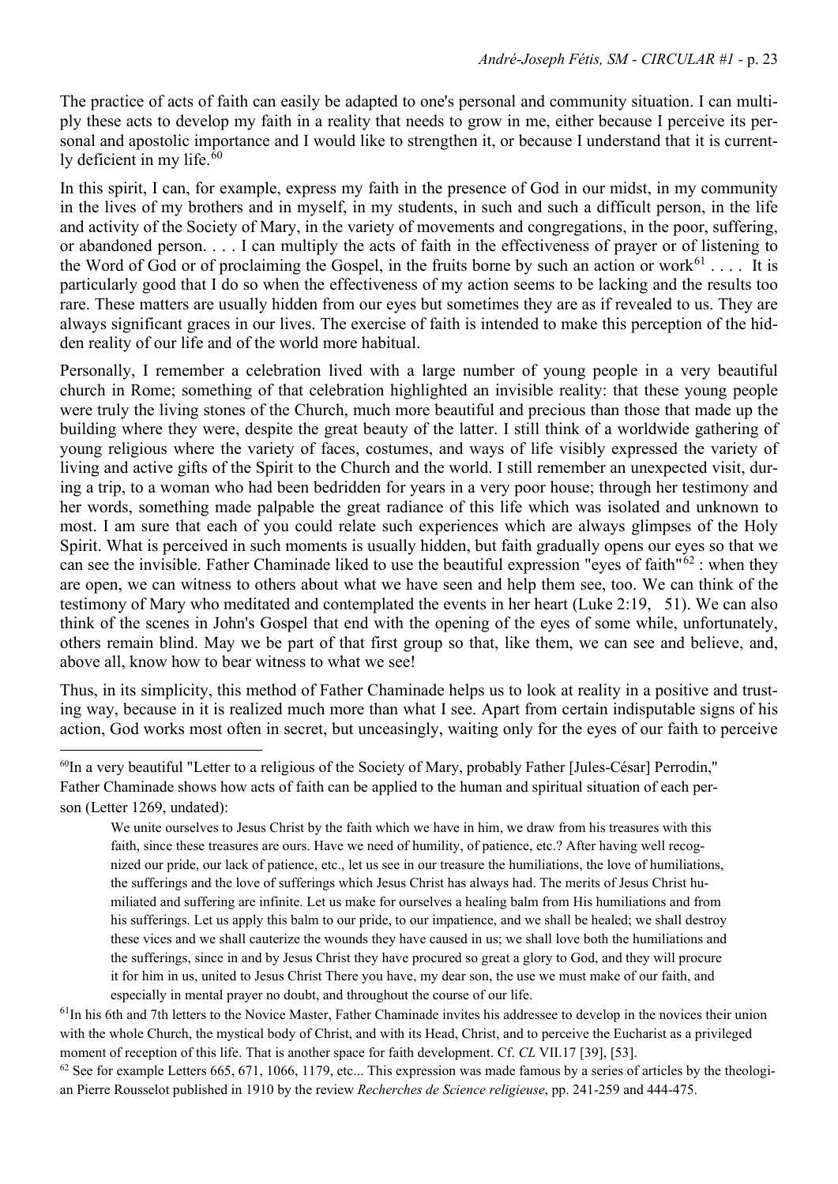The practice of acts of faith can easily be adapted to one's personal and community situation. I can multiply these acts to develop my faith in a reality that needs to grow in me, either because I perceive its personal and apostolic importance and I would like to strengthen it, or because I understand that it is currently deficient in my life.[60]

In this spirit, I can, for example, express my faith in the presence of God in our midst, in my community in the lives of my brothers and in myself, in my students, in such and such a difficult person, in the life and activity of the Society of Mary, in the variety of movements and congregations, in the poor, suffering, or abandoned person. . . . I can multiply the acts of faith in the effectiveness of prayer or of listening to the Word of God or of proclaiming the Gospel, in the fruits borne by such an action or work[61] . . . . It is particularly good that I do so when the effectiveness of my action seems to be lacking and the results too rare. These matters are usually hidden from our eyes but sometimes they are as if revealed to us. They are always significant graces in our lives. The exercise of faith is intended to make this perception of the hidden reality of our life and of the world more habitual.

Personally, I remember a celebration lived with a large number of young people in a very beautiful church in Rome; something of that celebration highlighted an invisible reality: that these young people were truly the living stones of the Church, much more beautiful and precious than those that made up the building where they were, despite the great beauty of the latter. I still think of a worldwide gathering of young religious where the variety of faces, costumes, and ways of life visibly expressed the variety of living and active gifts of the Spirit to the Church and the world. I still remember an unexpected visit, during a trip, to a woman who had been bedridden for years in a very poor house; through her testimony and her words, something made palpable the great radiance of this life which was isolated and unknown to most. I am sure that each of you could relate such experiences which are always glimpses of the Holy Spirit. What is perceived in such moments is usually hidden, but faith gradually opens our eyes so that we can see the invisible. Father Chaminade liked to use the beautiful expression "eyes of faith"[62] : when they are open, we can witness to others about what we have seen and help them see, too. We can think of the testimony of Mary who meditated and contemplated the events in her heart (Luke 2:19, 51). We can also think of the scenes in John's Gospel that end with the opening of the eyes of some while, unfortunately, others remain blind. May we be part of that first group so that, like them, we can see and believe, and, above all, know how to bear witness to what we see!

Thus, in its simplicity, this method of Father Chaminade helps us to look at reality in a positive and trusting way, because in it is realized much more than what I see. Apart from certain indisputable signs of his action, God works most often in secret, but unceasingly, waiting only for the eyes of our faith to perceive

---

[60] In a very beautiful "Letter to a religious of the Society of Mary, probably Father [Jules-César] Perrodin," Father Chaminade shows how acts of faith can be applied to the human and spiritual situation of each person (Letter 1269, undated):

> We unite ourselves to Jesus Christ by the faith which we have in him, we draw from his treasures with this faith, since these treasures are ours. Have we need of humility, of patience, etc.? After having well recognized our pride, our lack of patience, etc., let us see in our treasure the humiliations, the love of humiliations, the sufferings and the love of sufferings which Jesus Christ has always had. The merits of Jesus Christ humiliated and suffering are infinite. Let us make for ourselves a healing balm from His humiliations and from his sufferings. Let us apply this balm to our pride, to our impatience, and we shall be healed; we shall destroy these vices and we shall cauterize the wounds they have caused in us; we shall love both the humiliations and the sufferings, since in and by Jesus Christ they have procured so great a glory to God, and they will procure it for him in us, united to Jesus Christ There you have, my dear son, the use we must make of our faith, and especially in mental prayer no doubt, and throughout the course of our life.

[61] In his 6th and 7th letters to the Novice Master, Father Chaminade invites his addressee to develop in the novices their union with the whole Church, the mystical body of Christ, and with its Head, Christ, and to perceive the Eucharist as a privileged moment of reception of this life. That is another space for faith development. Cf. *CL* VII.17 [39], [53].

[62] See for example Letters 665, 671, 1066, 1179, etc... This expression was made famous by a series of articles by the theologian Pierre Rousselot published in 1910 by the review *Recherches de Science religieuse*, pp. 241-259 and 444-475.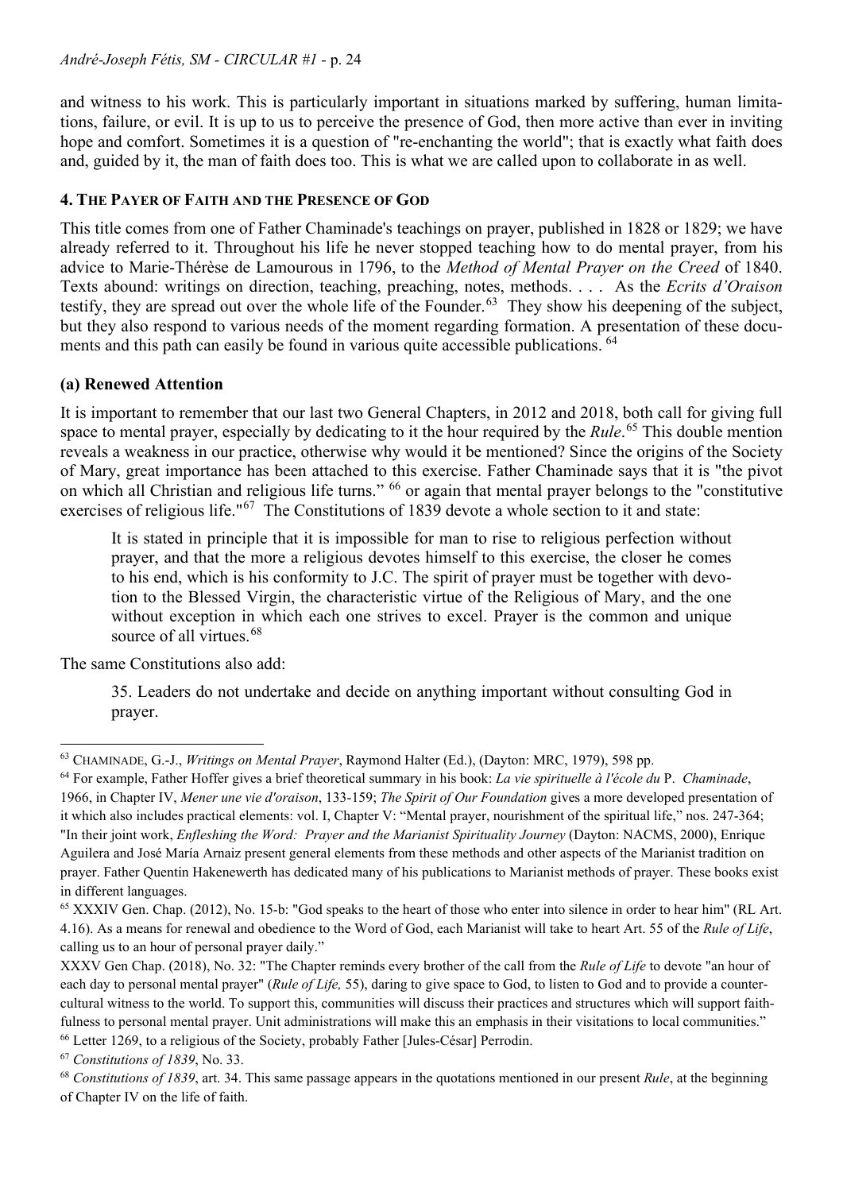and witness to his work. This is particularly important in situations marked by suffering, human limitations, failure, or evil. It is up to us to perceive the presence of God, then more active than ever in inviting hope and comfort. Sometimes it is a question of "re-enchanting the world"; that is exactly what faith does and, guided by it, the man of faith does too. This is what we are called upon to collaborate in as well.

### 4. The Payer of Faith and the Presence of God

This title comes from one of Father Chaminade's teachings on prayer, published in 1828 or 1829; we have already referred to it. Throughout his life he never stopped teaching how to do mental prayer, from his advice to Marie-Thérèse de Lamourous in 1796, to the *Method of Mental Prayer on the Creed* of 1840. Texts abound: writings on direction, teaching, preaching, notes, methods. . . . As the *Ecrits d'Oraison* testify, they are spread out over the whole life of the Founder.[63] They show his deepening of the subject, but they also respond to various needs of the moment regarding formation. A presentation of these documents and this path can easily be found in various quite accessible publications.[64]

### (a) Renewed Attention

It is important to remember that our last two General Chapters, in 2012 and 2018, both call for giving full space to mental prayer, especially by dedicating to it the hour required by the *Rule*.[65] This double mention reveals a weakness in our practice, otherwise why would it be mentioned? Since the origins of the Society of Mary, great importance has been attached to this exercise. Father Chaminade says that it is "the pivot on which all Christian and religious life turns."[66] or again that mental prayer belongs to the "constitutive exercises of religious life."[67] The Constitutions of 1839 devote a whole section to it and state:

> It is stated in principle that it is impossible for man to rise to religious perfection without prayer, and that the more a religious devotes himself to this exercise, the closer he comes to his end, which is his conformity to J.C. The spirit of prayer must be together with devotion to the Blessed Virgin, the characteristic virtue of the Religious of Mary, and the one without exception in which each one strives to excel. Prayer is the common and unique source of all virtues.[68]

The same Constitutions also add:

> 35. Leaders do not undertake and decide on anything important without consulting God in prayer.

---

[63] CHAMINADE, G.-J., *Writings on Mental Prayer*, Raymond Halter (Ed.), (Dayton: MRC, 1979), 598 pp.

[64] For example, Father Hoffer gives a brief theoretical summary in his book: *La vie spirituelle à l'école du* P. *Chaminade*, 1966, in Chapter IV, *Mener une vie d'oraison*, 133-159; *The Spirit of Our Foundation* gives a more developed presentation of it which also includes practical elements: vol. I, Chapter V: "Mental prayer, nourishment of the spiritual life," nos. 247-364; "In their joint work, *Enfleshing the Word: Prayer and the Marianist Spirituality Journey* (Dayton: NACMS, 2000), Enrique Aguilera and José María Arnaiz present general elements from these methods and other aspects of the Marianist tradition on prayer. Father Quentin Hakenewerth has dedicated many of his publications to Marianist methods of prayer. These books exist in different languages.

[65] XXXIV Gen. Chap. (2012), No. 15-b: "God speaks to the heart of those who enter into silence in order to hear him" (RL Art. 4.16). As a means for renewal and obedience to the Word of God, each Marianist will take to heart Art. 55 of the *Rule of Life*, calling us to an hour of personal prayer daily."

XXXV Gen Chap. (2018), No. 32: "The Chapter reminds every brother of the call from the *Rule of Life* to devote "an hour of each day to personal mental prayer" (*Rule of Life,* 55), daring to give space to God, to listen to God and to provide a counter-cultural witness to the world. To support this, communities will discuss their practices and structures which will support faithfulness to personal mental prayer. Unit administrations will make this an emphasis in their visitations to local communities."

[66] Letter 1269, to a religious of the Society, probably Father [Jules-César] Perrodin.

[67] *Constitutions of 1839*, No. 33.

[68] *Constitutions of 1839*, art. 34. This same passage appears in the quotations mentioned in our present *Rule*, at the beginning of Chapter IV on the life of faith.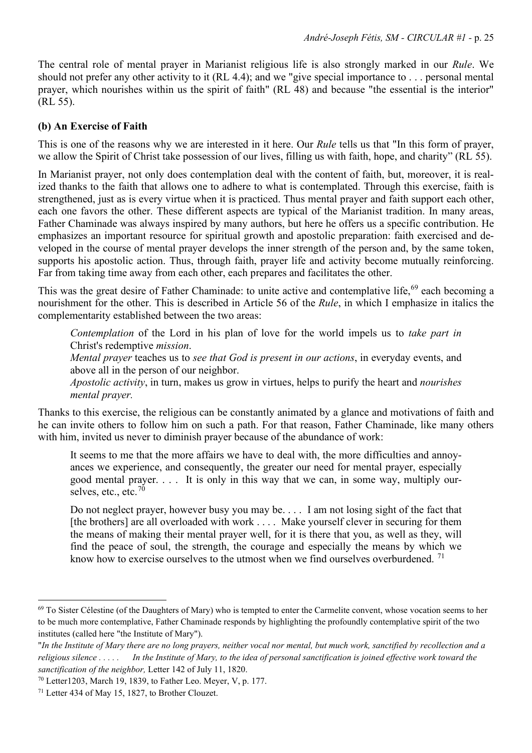The central role of mental prayer in Marianist religious life is also strongly marked in our *Rule*. We should not prefer any other activity to it (RL 4.4); and we "give special importance to . . . personal mental prayer, which nourishes within us the spirit of faith" (RL 48) and because "the essential is the interior" (RL 55).

### (b) An Exercise of Faith

This is one of the reasons why we are interested in it here. Our *Rule* tells us that "In this form of prayer, we allow the Spirit of Christ take possession of our lives, filling us with faith, hope, and charity" (RL 55).

In Marianist prayer, not only does contemplation deal with the content of faith, but, moreover, it is realized thanks to the faith that allows one to adhere to what is contemplated. Through this exercise, faith is strengthened, just as is every virtue when it is practiced. Thus mental prayer and faith support each other, each one favors the other. These different aspects are typical of the Marianist tradition. In many areas, Father Chaminade was always inspired by many authors, but here he offers us a specific contribution. He emphasizes an important resource for spiritual growth and apostolic preparation: faith exercised and developed in the course of mental prayer develops the inner strength of the person and, by the same token, supports his apostolic action. Thus, through faith, prayer life and activity become mutually reinforcing. Far from taking time away from each other, each prepares and facilitates the other.

This was the great desire of Father Chaminade: to unite active and contemplative life,[69] each becoming a nourishment for the other. This is described in Article 56 of the *Rule*, in which I emphasize in italics the complementarity established between the two areas:

> *Contemplation* of the Lord in his plan of love for the world impels us to *take part in* Christ's redemptive *mission*.
> *Mental prayer* teaches us to *see that God is present in our actions*, in everyday events, and above all in the person of our neighbor.
> *Apostolic activity*, in turn, makes us grow in virtues, helps to purify the heart and *nourishes mental prayer.*

Thanks to this exercise, the religious can be constantly animated by a glance and motivations of faith and he can invite others to follow him on such a path. For that reason, Father Chaminade, like many others with him, invited us never to diminish prayer because of the abundance of work:

> It seems to me that the more affairs we have to deal with, the more difficulties and annoyances we experience, and consequently, the greater our need for mental prayer, especially good mental prayer. . . . It is only in this way that we can, in some way, multiply ourselves, etc., etc.[70]
>
> Do not neglect prayer, however busy you may be. . . . I am not losing sight of the fact that [the brothers] are all overloaded with work . . . . Make yourself clever in securing for them the means of making their mental prayer well, for it is there that you, as well as they, will find the peace of soul, the strength, the courage and especially the means by which we know how to exercise ourselves to the utmost when we find ourselves overburdened. [71]

---

[69] To Sister Célestine (of the Daughters of Mary) who is tempted to enter the Carmelite convent, whose vocation seems to her to be much more contemplative, Father Chaminade responds by highlighting the profoundly contemplative spirit of the two institutes (called here "the Institute of Mary").

"*In the Institute of Mary there are no long prayers, neither vocal nor mental, but much work, sanctified by recollection and a religious silence . . . . . In the Institute of Mary, to the idea of personal sanctification is joined effective work toward the sanctification of the neighbor,* Letter 142 of July 11, 1820.

[70] Letter1203, March 19, 1839, to Father Leo. Meyer, V, p. 177.

[71] Letter 434 of May 15, 1827, to Brother Clouzet.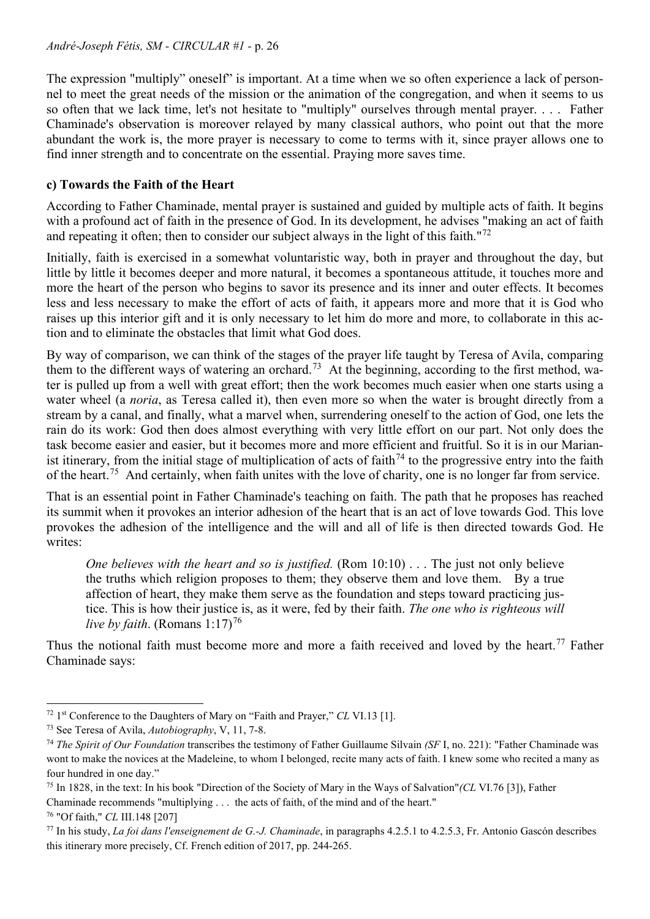The expression "multiply" oneself" is important. At a time when we so often experience a lack of personnel to meet the great needs of the mission or the animation of the congregation, and when it seems to us so often that we lack time, let's not hesitate to "multiply" ourselves through mental prayer. . . . Father Chaminade's observation is moreover relayed by many classical authors, who point out that the more abundant the work is, the more prayer is necessary to come to terms with it, since prayer allows one to find inner strength and to concentrate on the essential. Praying more saves time.

**c) Towards the Faith of the Heart**

According to Father Chaminade, mental prayer is sustained and guided by multiple acts of faith. It begins with a profound act of faith in the presence of God. In its development, he advises "making an act of faith and repeating it often; then to consider our subject always in the light of this faith."[72]

Initially, faith is exercised in a somewhat voluntaristic way, both in prayer and throughout the day, but little by little it becomes deeper and more natural, it becomes a spontaneous attitude, it touches more and more the heart of the person who begins to savor its presence and its inner and outer effects. It becomes less and less necessary to make the effort of acts of faith, it appears more and more that it is God who raises up this interior gift and it is only necessary to let him do more and more, to collaborate in this action and to eliminate the obstacles that limit what God does.

By way of comparison, we can think of the stages of the prayer life taught by Teresa of Avila, comparing them to the different ways of watering an orchard.[73] At the beginning, according to the first method, water is pulled up from a well with great effort; then the work becomes much easier when one starts using a water wheel (a *noria*, as Teresa called it), then even more so when the water is brought directly from a stream by a canal, and finally, what a marvel when, surrendering oneself to the action of God, one lets the rain do its work: God then does almost everything with very little effort on our part. Not only does the task become easier and easier, but it becomes more and more efficient and fruitful. So it is in our Marianist itinerary, from the initial stage of multiplication of acts of faith[74] to the progressive entry into the faith of the heart.[75] And certainly, when faith unites with the love of charity, one is no longer far from service.

That is an essential point in Father Chaminade's teaching on faith. The path that he proposes has reached its summit when it provokes an interior adhesion of the heart that is an act of love towards God. This love provokes the adhesion of the intelligence and the will and all of life is then directed towards God. He writes:

> *One believes with the heart and so is justified.* (Rom 10:10) . . . The just not only believe the truths which religion proposes to them; they observe them and love them. By a true affection of heart, they make them serve as the foundation and steps toward practicing justice. This is how their justice is, as it were, fed by their faith. *The one who is righteous will live by faith*. (Romans 1:17)[76]

Thus the notional faith must become more and more a faith received and loved by the heart.[77] Father Chaminade says:

---

[72] 1st Conference to the Daughters of Mary on "Faith and Prayer," *CL* VI.13 [1].

[73] See Teresa of Avila, *Autobiography*, V, 11, 7-8.

[74] *The Spirit of Our Foundation* transcribes the testimony of Father Guillaume Silvain *(SF* I, no. 221): "Father Chaminade was wont to make the novices at the Madeleine, to whom I belonged, recite many acts of faith. I knew some who recited a many as four hundred in one day."

[75] In 1828, in the text: In his book "Direction of the Society of Mary in the Ways of Salvation"*(CL* VI.76 [3]), Father Chaminade recommends "multiplying . . . the acts of faith, of the mind and of the heart."

[76] "Of faith," *CL* III.148 [207]

[77] In his study, *La foi dans l'enseignement de G.-J. Chaminade*, in paragraphs 4.2.5.1 to 4.2.5.3, Fr. Antonio Gascón describes this itinerary more precisely, Cf. French edition of 2017, pp. 244-265.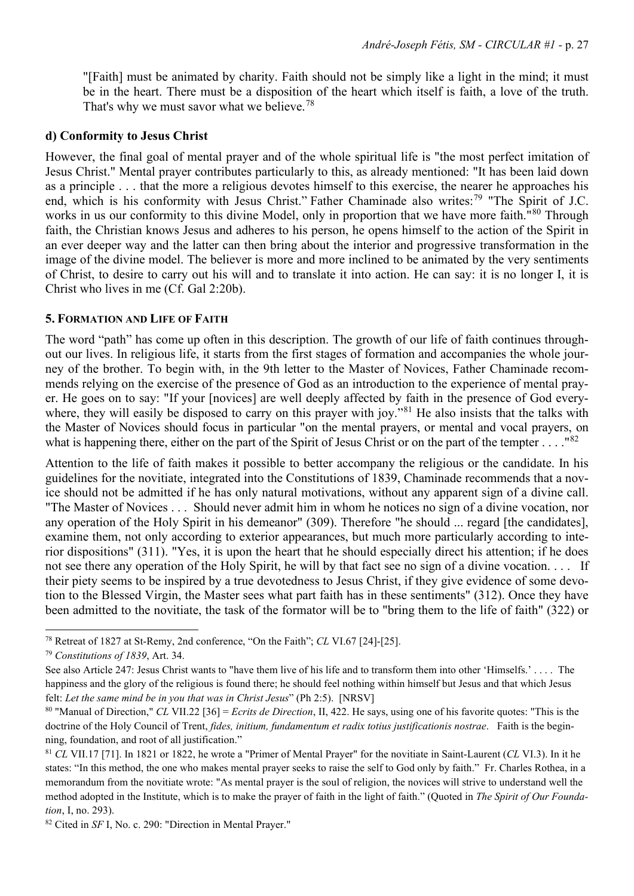"[Faith] must be animated by charity. Faith should not be simply like a light in the mind; it must be in the heart. There must be a disposition of the heart which itself is faith, a love of the truth. That's why we must savor what we believe.[78]

**d) Conformity to Jesus Christ**

However, the final goal of mental prayer and of the whole spiritual life is "the most perfect imitation of Jesus Christ." Mental prayer contributes particularly to this, as already mentioned: "It has been laid down as a principle . . . that the more a religious devotes himself to this exercise, the nearer he approaches his end, which is his conformity with Jesus Christ." Father Chaminade also writes:[79] "The Spirit of J.C. works in us our conformity to this divine Model, only in proportion that we have more faith."[80] Through faith, the Christian knows Jesus and adheres to his person, he opens himself to the action of the Spirit in an ever deeper way and the latter can then bring about the interior and progressive transformation in the image of the divine model. The believer is more and more inclined to be animated by the very sentiments of Christ, to desire to carry out his will and to translate it into action. He can say: it is no longer I, it is Christ who lives in me (Cf. Gal 2:20b).

**5. Formation and Life of Faith**

The word "path" has come up often in this description. The growth of our life of faith continues throughout our lives. In religious life, it starts from the first stages of formation and accompanies the whole journey of the brother. To begin with, in the 9th letter to the Master of Novices, Father Chaminade recommends relying on the exercise of the presence of God as an introduction to the experience of mental prayer. He goes on to say: "If your [novices] are well deeply affected by faith in the presence of God everywhere, they will easily be disposed to carry on this prayer with joy."[81] He also insists that the talks with the Master of Novices should focus in particular "on the mental prayers, or mental and vocal prayers, on what is happening there, either on the part of the Spirit of Jesus Christ or on the part of the tempter . . . ."[82]

Attention to the life of faith makes it possible to better accompany the religious or the candidate. In his guidelines for the novitiate, integrated into the Constitutions of 1839, Chaminade recommends that a novice should not be admitted if he has only natural motivations, without any apparent sign of a divine call. "The Master of Novices . . . Should never admit him in whom he notices no sign of a divine vocation, nor any operation of the Holy Spirit in his demeanor" (309). Therefore "he should ... regard [the candidates], examine them, not only according to exterior appearances, but much more particularly according to interior dispositions" (311). "Yes, it is upon the heart that he should especially direct his attention; if he does not see there any operation of the Holy Spirit, he will by that fact see no sign of a divine vocation. . . . If their piety seems to be inspired by a true devotedness to Jesus Christ, if they give evidence of some devotion to the Blessed Virgin, the Master sees what part faith has in these sentiments" (312). Once they have been admitted to the novitiate, the task of the formator will be to "bring them to the life of faith" (322) or

---

[78] Retreat of 1827 at St-Remy, 2nd conference, "On the Faith"; *CL* VI.67 [24]-[25].

[79] *Constitutions of 1839*, Art. 34.

See also Article 247: Jesus Christ wants to "have them live of his life and to transform them into other 'Himselfs.' . . . . The happiness and the glory of the religious is found there; he should feel nothing within himself but Jesus and that which Jesus felt: *Let the same mind be in you that was in Christ Jesus*" (Ph 2:5). [NRSV]

[80] "Manual of Direction," *CL* VII.22 [36] = *Ecrits de Direction*, II, 422. He says, using one of his favorite quotes: "This is the doctrine of the Holy Council of Trent, *fides, initium, fundamentum et radix totius justificationis nostrae*. Faith is the beginning, foundation, and root of all justification."

[81] *CL* VII.17 [71]. In 1821 or 1822, he wrote a "Primer of Mental Prayer" for the novitiate in Saint-Laurent (*CL* VI.3). In it he states: "In this method, the one who makes mental prayer seeks to raise the self to God only by faith." Fr. Charles Rothea, in a memorandum from the novitiate wrote: "As mental prayer is the soul of religion, the novices will strive to understand well the method adopted in the Institute, which is to make the prayer of faith in the light of faith." (Quoted in *The Spirit of Our Foundation*, I, no. 293).

[82] Cited in *SF* I, No. c. 290: "Direction in Mental Prayer."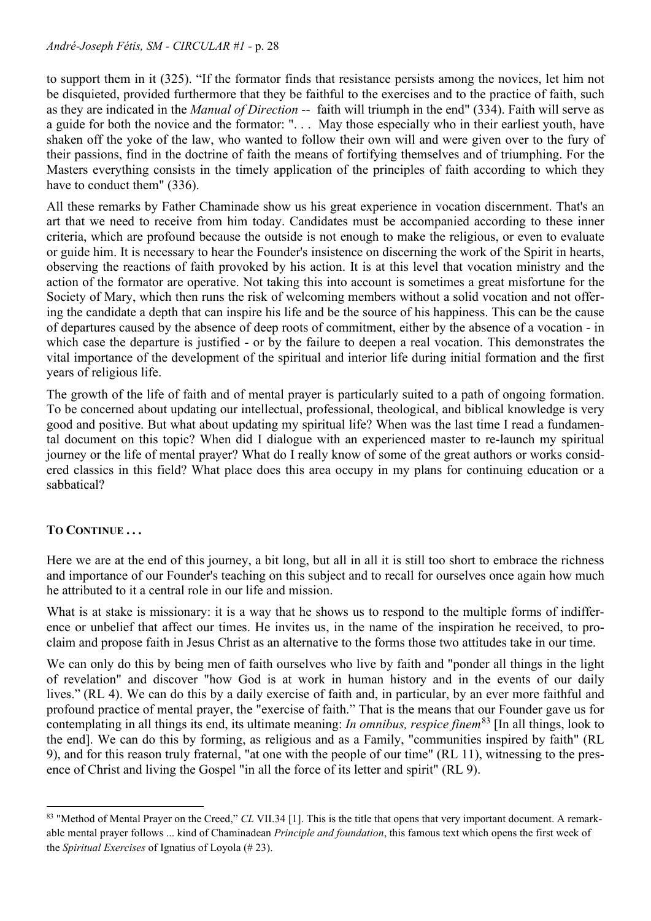to support them in it (325). "If the formator finds that resistance persists among the novices, let him not be disquieted, provided furthermore that they be faithful to the exercises and to the practice of faith, such as they are indicated in the *Manual of Direction* -- faith will triumph in the end" (334). Faith will serve as a guide for both the novice and the formator: ". . . May those especially who in their earliest youth, have shaken off the yoke of the law, who wanted to follow their own will and were given over to the fury of their passions, find in the doctrine of faith the means of fortifying themselves and of triumphing. For the Masters everything consists in the timely application of the principles of faith according to which they have to conduct them" (336).

All these remarks by Father Chaminade show us his great experience in vocation discernment. That's an art that we need to receive from him today. Candidates must be accompanied according to these inner criteria, which are profound because the outside is not enough to make the religious, or even to evaluate or guide him. It is necessary to hear the Founder's insistence on discerning the work of the Spirit in hearts, observing the reactions of faith provoked by his action. It is at this level that vocation ministry and the action of the formator are operative. Not taking this into account is sometimes a great misfortune for the Society of Mary, which then runs the risk of welcoming members without a solid vocation and not offering the candidate a depth that can inspire his life and be the source of his happiness. This can be the cause of departures caused by the absence of deep roots of commitment, either by the absence of a vocation - in which case the departure is justified - or by the failure to deepen a real vocation. This demonstrates the vital importance of the development of the spiritual and interior life during initial formation and the first years of religious life.

The growth of the life of faith and of mental prayer is particularly suited to a path of ongoing formation. To be concerned about updating our intellectual, professional, theological, and biblical knowledge is very good and positive. But what about updating my spiritual life? When was the last time I read a fundamental document on this topic? When did I dialogue with an experienced master to re-launch my spiritual journey or the life of mental prayer? What do I really know of some of the great authors or works considered classics in this field? What place does this area occupy in my plans for continuing education or a sabbatical?

## TO CONTINUE . . .

Here we are at the end of this journey, a bit long, but all in all it is still too short to embrace the richness and importance of our Founder's teaching on this subject and to recall for ourselves once again how much he attributed to it a central role in our life and mission.

What is at stake is missionary: it is a way that he shows us to respond to the multiple forms of indifference or unbelief that affect our times. He invites us, in the name of the inspiration he received, to proclaim and propose faith in Jesus Christ as an alternative to the forms those two attitudes take in our time.

We can only do this by being men of faith ourselves who live by faith and "ponder all things in the light of revelation" and discover "how God is at work in human history and in the events of our daily lives." (RL 4). We can do this by a daily exercise of faith and, in particular, by an ever more faithful and profound practice of mental prayer, the "exercise of faith." That is the means that our Founder gave us for contemplating in all things its end, its ultimate meaning: *In omnibus, respice finem*[83] [In all things, look to the end]. We can do this by forming, as religious and as a Family, "communities inspired by faith" (RL 9), and for this reason truly fraternal, "at one with the people of our time" (RL 11), witnessing to the presence of Christ and living the Gospel "in all the force of its letter and spirit" (RL 9).

---

[83] "Method of Mental Prayer on the Creed," *CL* VII.34 [1]. This is the title that opens that very important document. A remarkable mental prayer follows ... kind of Chaminadean *Principle and foundation*, this famous text which opens the first week of the *Spiritual Exercises* of Ignatius of Loyola (# 23).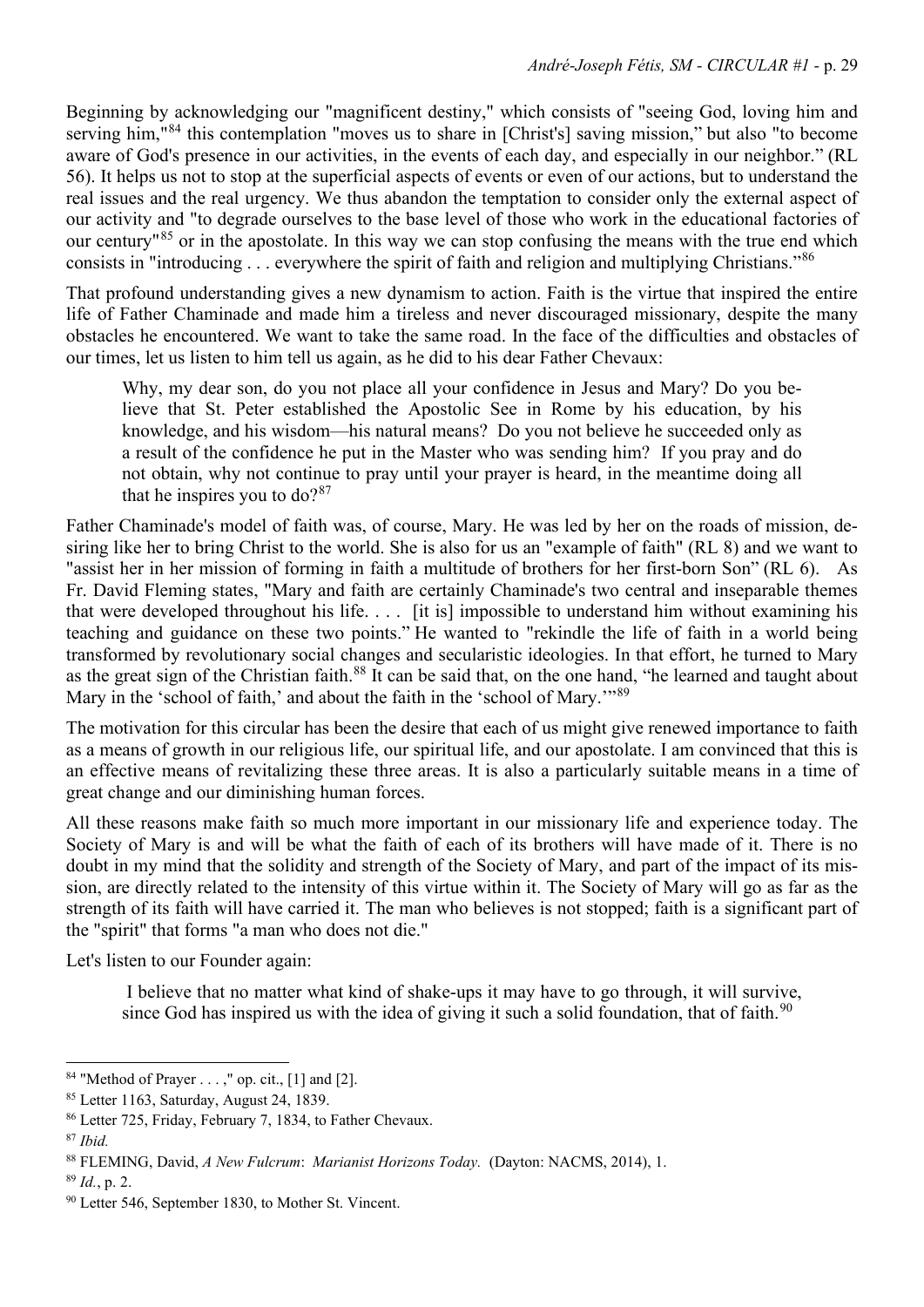Beginning by acknowledging our "magnificent destiny," which consists of "seeing God, loving him and serving him,"[84] this contemplation "moves us to share in [Christ's] saving mission," but also "to become aware of God's presence in our activities, in the events of each day, and especially in our neighbor." (RL 56). It helps us not to stop at the superficial aspects of events or even of our actions, but to understand the real issues and the real urgency. We thus abandon the temptation to consider only the external aspect of our activity and "to degrade ourselves to the base level of those who work in the educational factories of our century"[85] or in the apostolate. In this way we can stop confusing the means with the true end which consists in "introducing . . . everywhere the spirit of faith and religion and multiplying Christians."[86]

That profound understanding gives a new dynamism to action. Faith is the virtue that inspired the entire life of Father Chaminade and made him a tireless and never discouraged missionary, despite the many obstacles he encountered. We want to take the same road. In the face of the difficulties and obstacles of our times, let us listen to him tell us again, as he did to his dear Father Chevaux:

> Why, my dear son, do you not place all your confidence in Jesus and Mary? Do you believe that St. Peter established the Apostolic See in Rome by his education, by his knowledge, and his wisdom—his natural means? Do you not believe he succeeded only as a result of the confidence he put in the Master who was sending him? If you pray and do not obtain, why not continue to pray until your prayer is heard, in the meantime doing all that he inspires you to do?[87]

Father Chaminade's model of faith was, of course, Mary. He was led by her on the roads of mission, desiring like her to bring Christ to the world. She is also for us an "example of faith" (RL 8) and we want to "assist her in her mission of forming in faith a multitude of brothers for her first-born Son" (RL 6). As Fr. David Fleming states, "Mary and faith are certainly Chaminade's two central and inseparable themes that were developed throughout his life. . . . [it is] impossible to understand him without examining his teaching and guidance on these two points." He wanted to "rekindle the life of faith in a world being transformed by revolutionary social changes and secularistic ideologies. In that effort, he turned to Mary as the great sign of the Christian faith.[88] It can be said that, on the one hand, "he learned and taught about Mary in the 'school of faith,' and about the faith in the 'school of Mary.'"[89]

The motivation for this circular has been the desire that each of us might give renewed importance to faith as a means of growth in our religious life, our spiritual life, and our apostolate. I am convinced that this is an effective means of revitalizing these three areas. It is also a particularly suitable means in a time of great change and our diminishing human forces.

All these reasons make faith so much more important in our missionary life and experience today. The Society of Mary is and will be what the faith of each of its brothers will have made of it. There is no doubt in my mind that the solidity and strength of the Society of Mary, and part of the impact of its mission, are directly related to the intensity of this virtue within it. The Society of Mary will go as far as the strength of its faith will have carried it. The man who believes is not stopped; faith is a significant part of the "spirit" that forms "a man who does not die."

Let's listen to our Founder again:

> I believe that no matter what kind of shake-ups it may have to go through, it will survive, since God has inspired us with the idea of giving it such a solid foundation, that of faith.[90]

---

[84] "Method of Prayer . . . ," op. cit., [1] and [2].

[85] Letter 1163, Saturday, August 24, 1839.

[86] Letter 725, Friday, February 7, 1834, to Father Chevaux.

[87] *Ibid.*

[88] FLEMING, David, *A New Fulcrum*: *Marianist Horizons Today.* (Dayton: NACMS, 2014), 1.

[89] *Id.*, p. 2.

[90] Letter 546, September 1830, to Mother St. Vincent.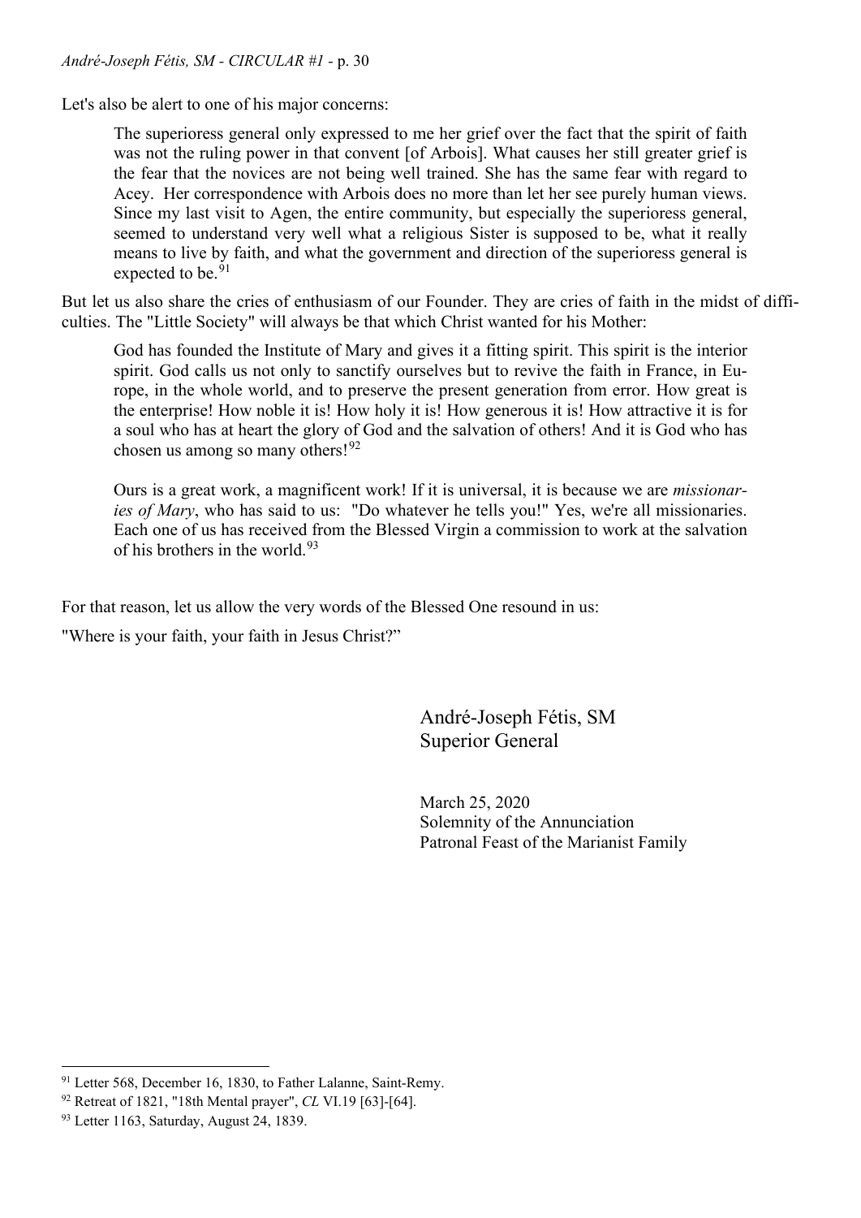Let's also be alert to one of his major concerns:

> The superioress general only expressed to me her grief over the fact that the spirit of faith was not the ruling power in that convent [of Arbois]. What causes her still greater grief is the fear that the novices are not being well trained. She has the same fear with regard to Acey. Her correspondence with Arbois does no more than let her see purely human views. Since my last visit to Agen, the entire community, but especially the superioress general, seemed to understand very well what a religious Sister is supposed to be, what it really means to live by faith, and what the government and direction of the superioress general is expected to be.[91]

But let us also share the cries of enthusiasm of our Founder. They are cries of faith in the midst of difficulties. The "Little Society" will always be that which Christ wanted for his Mother:

> God has founded the Institute of Mary and gives it a fitting spirit. This spirit is the interior spirit. God calls us not only to sanctify ourselves but to revive the faith in France, in Europe, in the whole world, and to preserve the present generation from error. How great is the enterprise! How noble it is! How holy it is! How generous it is! How attractive it is for a soul who has at heart the glory of God and the salvation of others! And it is God who has chosen us among so many others![92]
>
> Ours is a great work, a magnificent work! If it is universal, it is because we are *missionaries of Mary*, who has said to us: "Do whatever he tells you!" Yes, we're all missionaries. Each one of us has received from the Blessed Virgin a commission to work at the salvation of his brothers in the world.[93]

For that reason, let us allow the very words of the Blessed One resound in us:

"Where is your faith, your faith in Jesus Christ?"

André-Joseph Fétis, SM
Superior General

March 25, 2020
Solemnity of the Annunciation
Patronal Feast of the Marianist Family

---

[91] Letter 568, December 16, 1830, to Father Lalanne, Saint-Remy.

[92] Retreat of 1821, "18th Mental prayer", *CL* VI.19 [63]-[64].

[93] Letter 1163, Saturday, August 24, 1839.